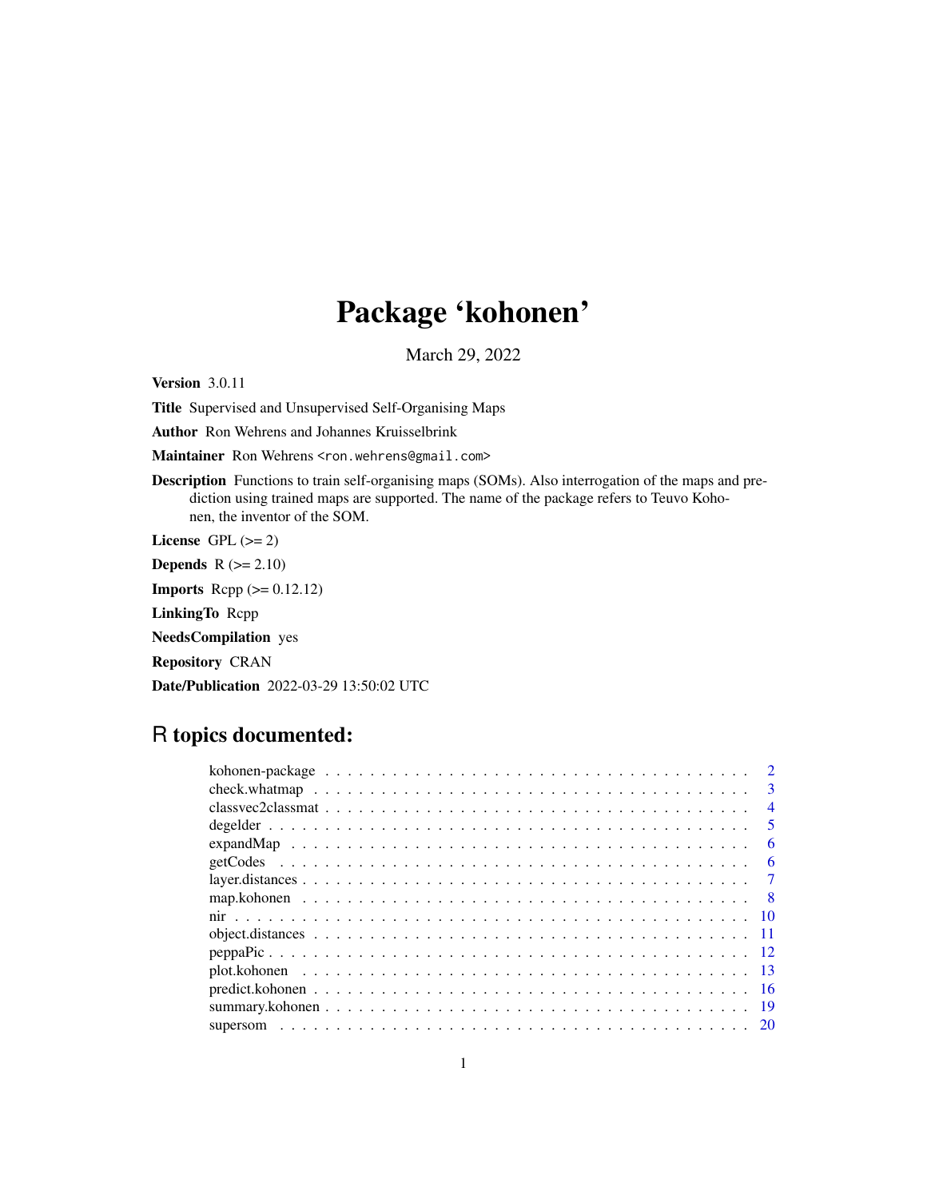# Package 'kohonen'

March 29, 2022

**Version** 3.0.11

**Title** Supervised and Unsupervised Self-Organising Maps

**Author** Ron Wehrens and Johannes Kruisselbrink

**Maintainer** Ron Wehrens <ron.wehrens@gmail.com>

**Description** Functions to train self-organising maps (SOMs). Also interrogation of the maps and prediction using trained maps are supported. The name of the package refers to Teuvo Kohonen, the inventor of the SOM.

**License** GPL (>= 2)

**Depends** R (>= 2.10)

**Imports** Rcpp (>= 0.12.12)

**LinkingTo** Rcpp

**NeedsCompilation** yes

**Repository** CRAN

**Date/Publication** 2022-03-29 13:50:02 UTC

## R topics documented:

- kohonen-package . . . . . 2
- check.whatmap . . . . . 3
- classvec2classmat . . . . . 4
- degelder . . . . . 5
- expandMap . . . . . 6
- getCodes . . . . . 6
- layer.distances . . . . . 7
- map.kohonen . . . . . 8
- nir . . . . . 10
- object.distances . . . . . 11
- peppaPic . . . . . 12
- plot.kohonen . . . . . 13
- predict.kohonen . . . . . 16
- summary.kohonen . . . . . 19
- supersom . . . . . 20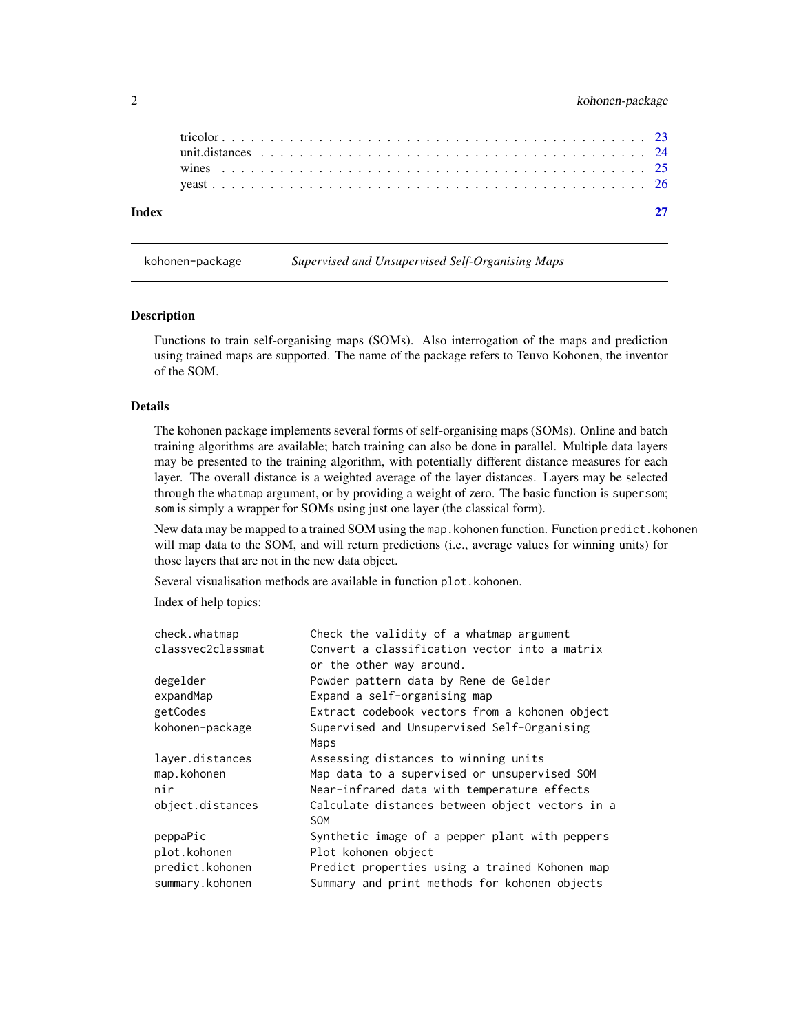| | |
|---|---|
| tricolor | 23 |
| unit.distances | 24 |
| wines | 25 |
| yeast | 26 |

**Index** **27**

---

`kohonen-package` *Supervised and Unsupervised Self-Organising Maps*

---

### Description

Functions to train self-organising maps (SOMs). Also interrogation of the maps and prediction using trained maps are supported. The name of the package refers to Teuvo Kohonen, the inventor of the SOM.

### Details

The kohonen package implements several forms of self-organising maps (SOMs). Online and batch training algorithms are available; batch training can also be done in parallel. Multiple data layers may be presented to the training algorithm, with potentially different distance measures for each layer. The overall distance is a weighted average of the layer distances. Layers may be selected through the `whatmap` argument, or by providing a weight of zero. The basic function is `supersom`; `som` is simply a wrapper for SOMs using just one layer (the classical form).

New data may be mapped to a trained SOM using the `map.kohonen` function. Function `predict.kohonen` will map data to the SOM, and will return predictions (i.e., average values for winning units) for those layers that are not in the new data object.

Several visualisation methods are available in function `plot.kohonen`.

Index of help topics:

```
check.whatmap           Check the validity of a whatmap argument
classvec2classmat       Convert a classification vector into a matrix
                        or the other way around.
degelder                Powder pattern data by Rene de Gelder
expandMap               Expand a self-organising map
getCodes                Extract codebook vectors from a kohonen object
kohonen-package         Supervised and Unsupervised Self-Organising
                        Maps
layer.distances         Assessing distances to winning units
map.kohonen             Map data to a supervised or unsupervised SOM
nir                     Near-infrared data with temperature effects
object.distances        Calculate distances between object vectors in a
                        SOM
peppaPic                Synthetic image of a pepper plant with peppers
plot.kohonen            Plot kohonen object
predict.kohonen         Predict properties using a trained Kohonen map
summary.kohonen         Summary and print methods for kohonen objects
```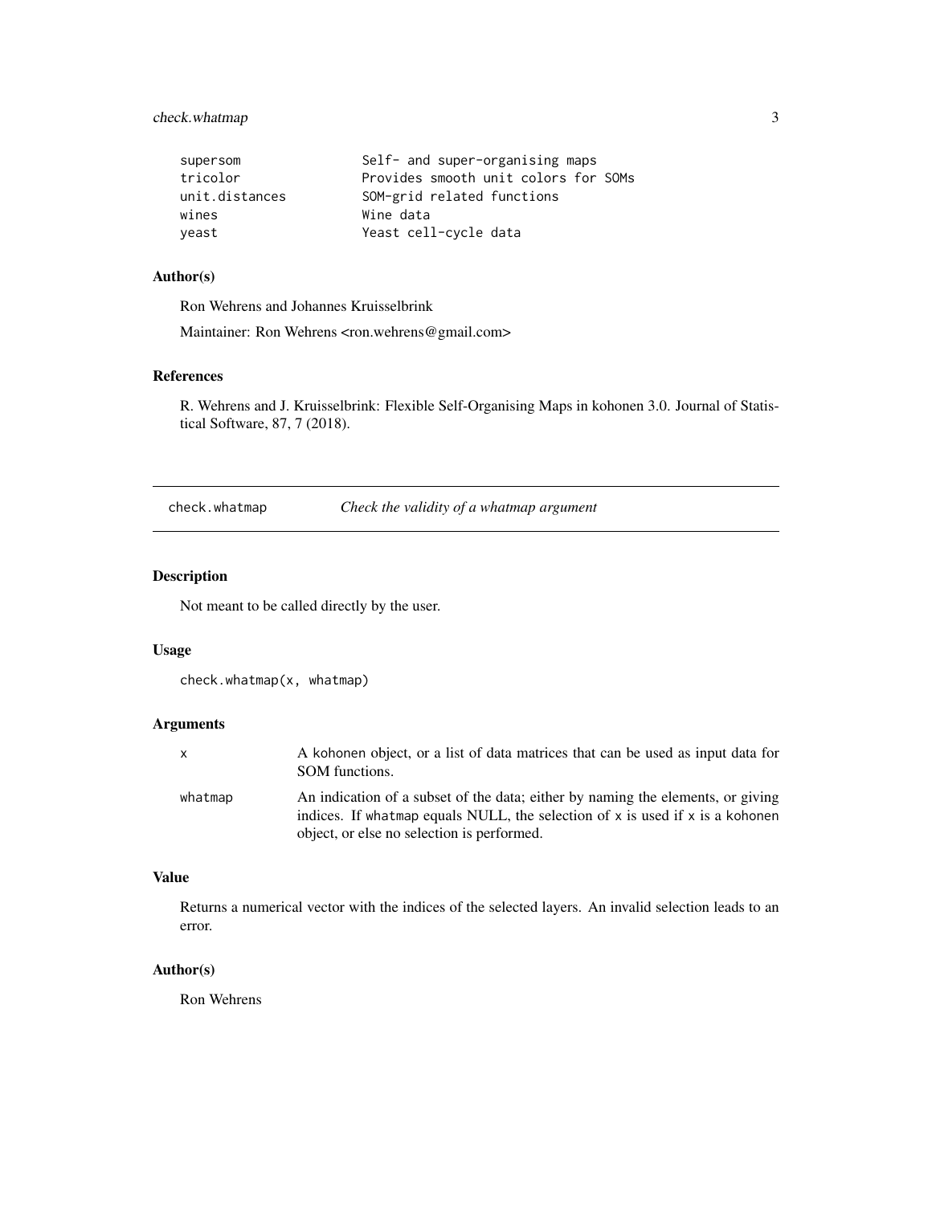```
supersom            Self- and super-organising maps
tricolor            Provides smooth unit colors for SOMs
unit.distances      SOM-grid related functions
wines               Wine data
yeast               Yeast cell-cycle data
```

### Author(s)

Ron Wehrens and Johannes Kruisselbrink

Maintainer: Ron Wehrens <ron.wehrens@gmail.com>

### References

R. Wehrens and J. Kruisselbrink: Flexible Self-Organising Maps in kohonen 3.0. Journal of Statistical Software, 87, 7 (2018).

---

## check.whatmap — *Check the validity of a whatmap argument*

### Description

Not meant to be called directly by the user.

### Usage

```
check.whatmap(x, whatmap)
```

### Arguments

| | |
|---|---|
| `x` | A kohonen object, or a list of data matrices that can be used as input data for SOM functions. |
| `whatmap` | An indication of a subset of the data; either by naming the elements, or giving indices. If `whatmap` equals NULL, the selection of `x` is used if `x` is a kohonen object, or else no selection is performed. |

### Value

Returns a numerical vector with the indices of the selected layers. An invalid selection leads to an error.

### Author(s)

Ron Wehrens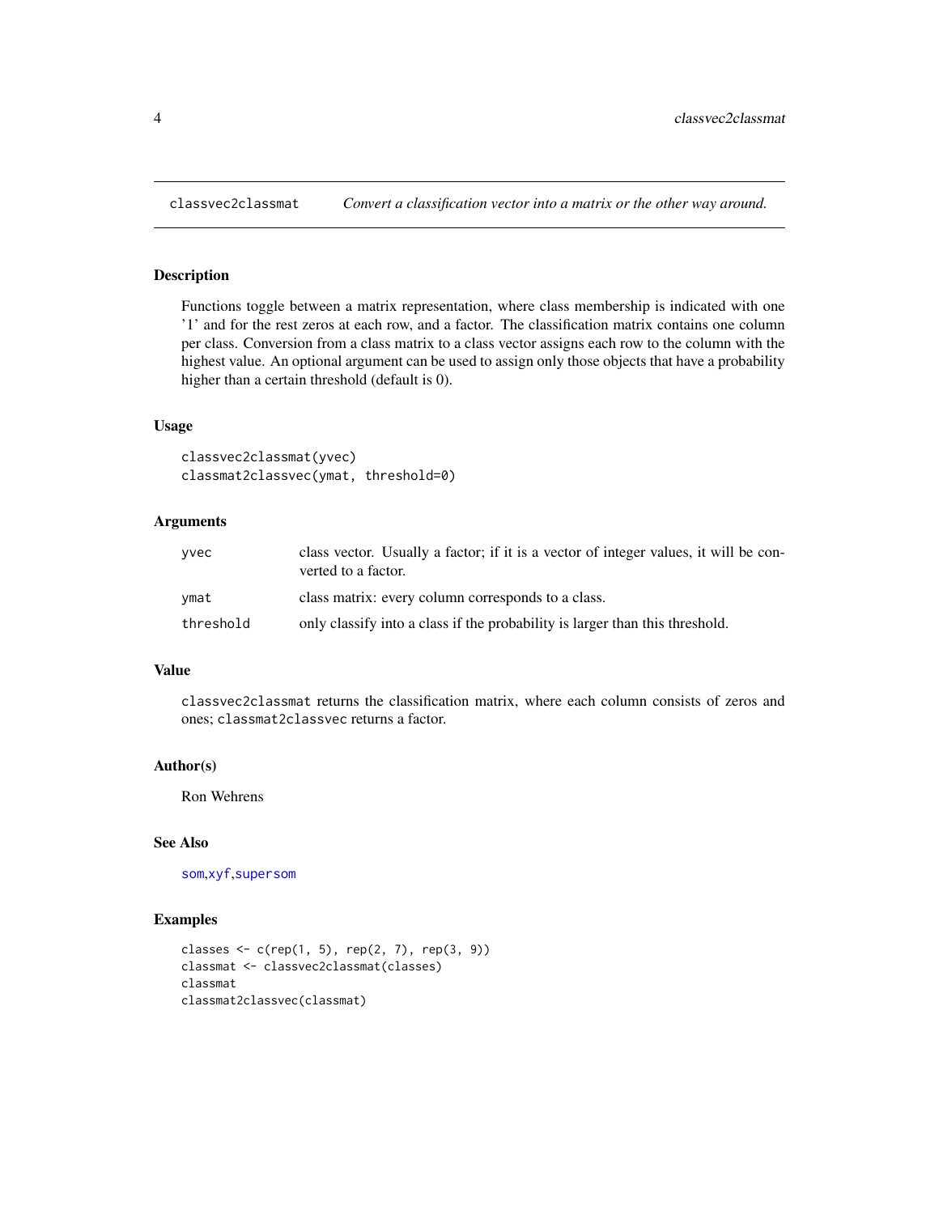## classvec2classmat — *Convert a classification vector into a matrix or the other way around.*

### Description

Functions toggle between a matrix representation, where class membership is indicated with one '1' and for the rest zeros at each row, and a factor. The classification matrix contains one column per class. Conversion from a class matrix to a class vector assigns each row to the column with the highest value. An optional argument can be used to assign only those objects that have a probability higher than a certain threshold (default is 0).

### Usage

```
classvec2classmat(yvec)
classmat2classvec(ymat, threshold=0)
```

### Arguments

| | |
|---|---|
| `yvec` | class vector. Usually a factor; if it is a vector of integer values, it will be converted to a factor. |
| `ymat` | class matrix: every column corresponds to a class. |
| `threshold` | only classify into a class if the probability is larger than this threshold. |

### Value

`classvec2classmat` returns the classification matrix, where each column consists of zeros and ones; `classmat2classvec` returns a factor.

### Author(s)

Ron Wehrens

### See Also

`som`,`xyf`,`supersom`

### Examples

```
classes <- c(rep(1, 5), rep(2, 7), rep(3, 9))
classmat <- classvec2classmat(classes)
classmat
classmat2classvec(classmat)
```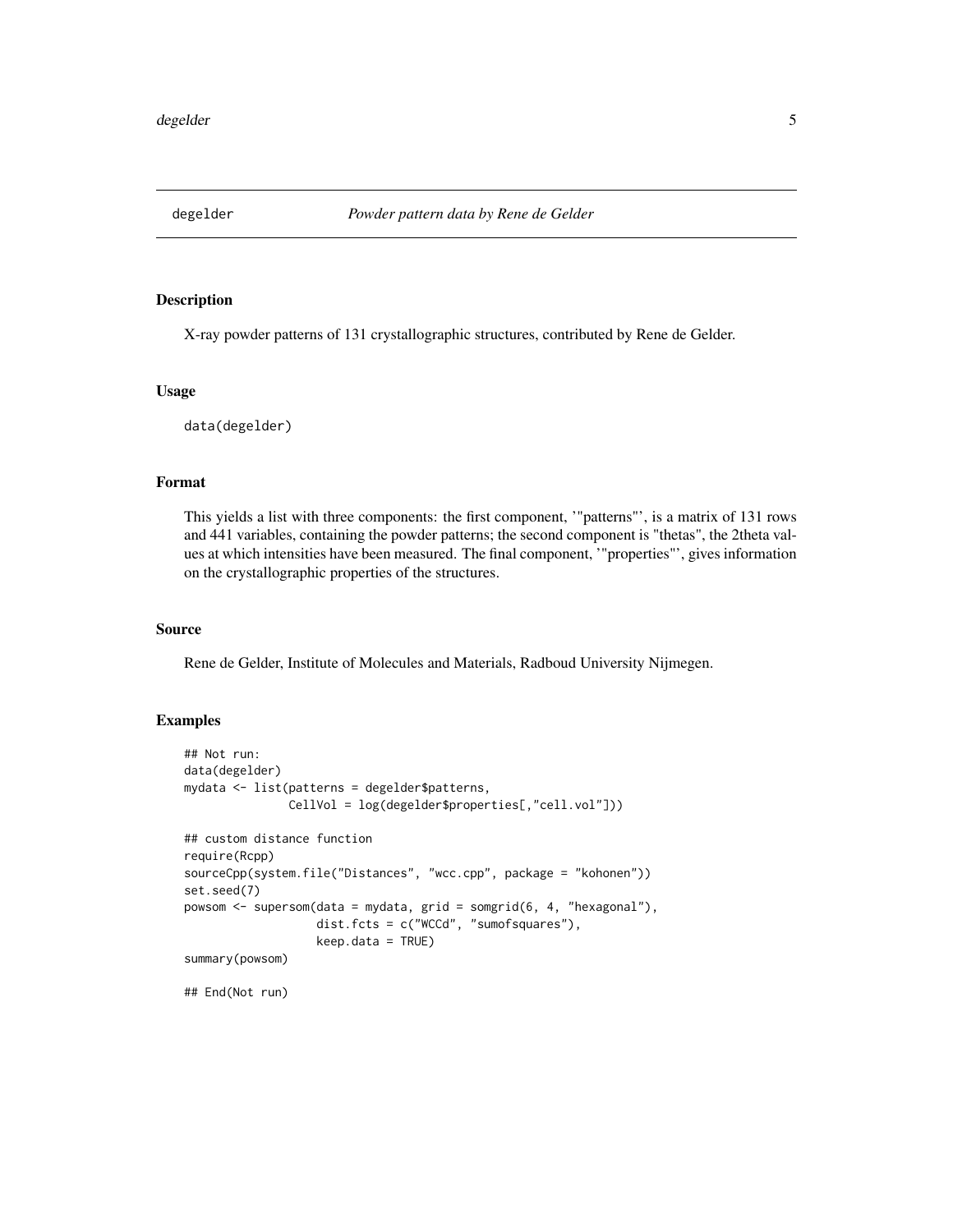# degelder *Powder pattern data by Rene de Gelder*

## Description

X-ray powder patterns of 131 crystallographic structures, contributed by Rene de Gelder.

## Usage

```
data(degelder)
```

## Format

This yields a list with three components: the first component, '"patterns"', is a matrix of 131 rows and 441 variables, containing the powder patterns; the second component is "thetas", the 2theta values at which intensities have been measured. The final component, '"properties"', gives information on the crystallographic properties of the structures.

## Source

Rene de Gelder, Institute of Molecules and Materials, Radboud University Nijmegen.

## Examples

```
## Not run:
data(degelder)
mydata <- list(patterns = degelder$patterns,
               CellVol = log(degelder$properties[,"cell.vol"]))

## custom distance function
require(Rcpp)
sourceCpp(system.file("Distances", "wcc.cpp", package = "kohonen"))
set.seed(7)
powsom <- supersom(data = mydata, grid = somgrid(6, 4, "hexagonal"),
                   dist.fcts = c("WCCd", "sumofsquares"),
                   keep.data = TRUE)
summary(powsom)

## End(Not run)
```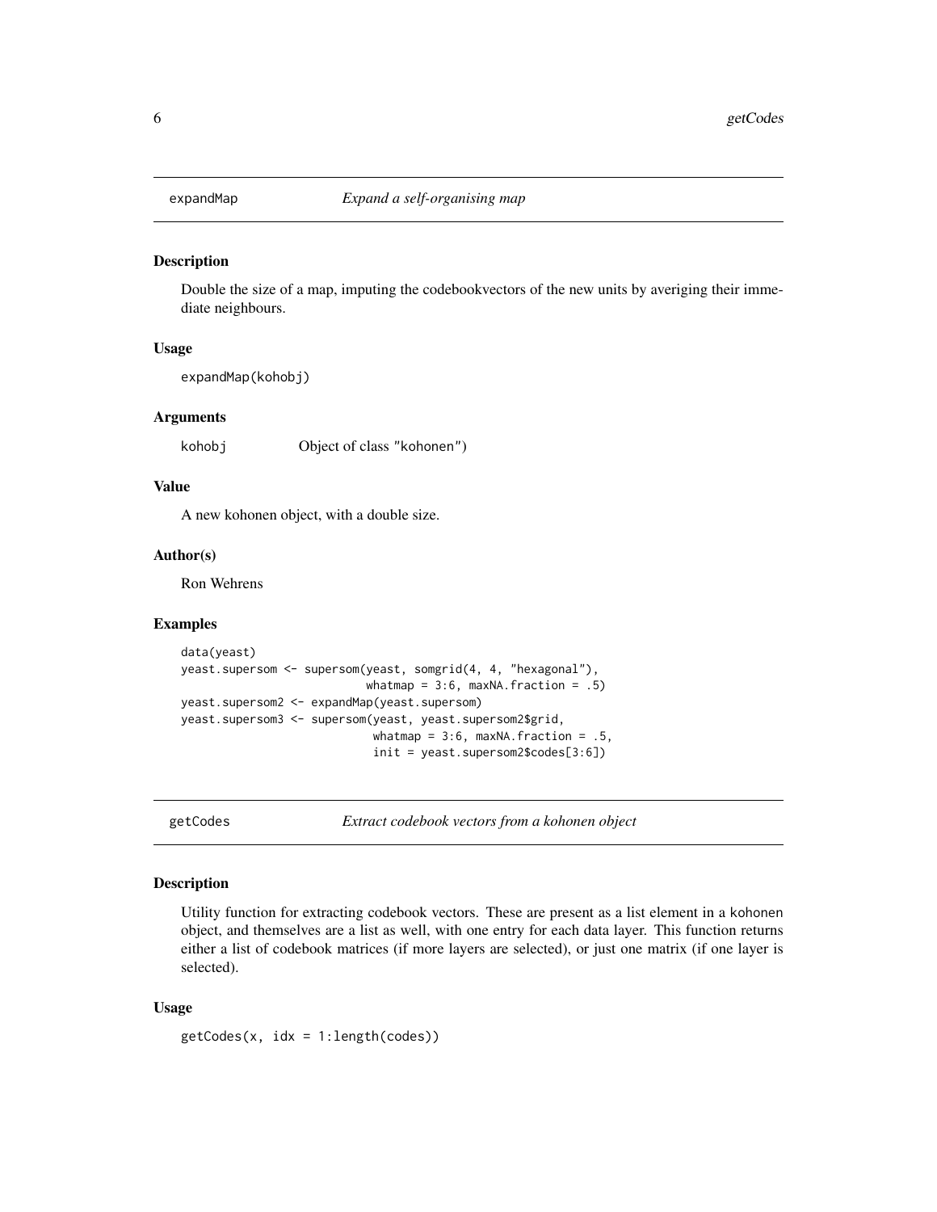## expandMap — *Expand a self-organising map*

### Description

Double the size of a map, imputing the codebookvectors of the new units by averiging their immediate neighbours.

### Usage

```
expandMap(kohobj)
```

### Arguments

| | |
|---|---|
| kohobj | Object of class "kohonen") |

### Value

A new kohonen object, with a double size.

### Author(s)

Ron Wehrens

### Examples

```
data(yeast)
yeast.supersom <- supersom(yeast, somgrid(4, 4, "hexagonal"),
                           whatmap = 3:6, maxNA.fraction = .5)
yeast.supersom2 <- expandMap(yeast.supersom)
yeast.supersom3 <- supersom(yeast, yeast.supersom2$grid,
                            whatmap = 3:6, maxNA.fraction = .5,
                            init = yeast.supersom2$codes[3:6])
```

## getCodes — *Extract codebook vectors from a kohonen object*

### Description

Utility function for extracting codebook vectors. These are present as a list element in a kohonen object, and themselves are a list as well, with one entry for each data layer. This function returns either a list of codebook matrices (if more layers are selected), or just one matrix (if one layer is selected).

### Usage

```
getCodes(x, idx = 1:length(codes))
```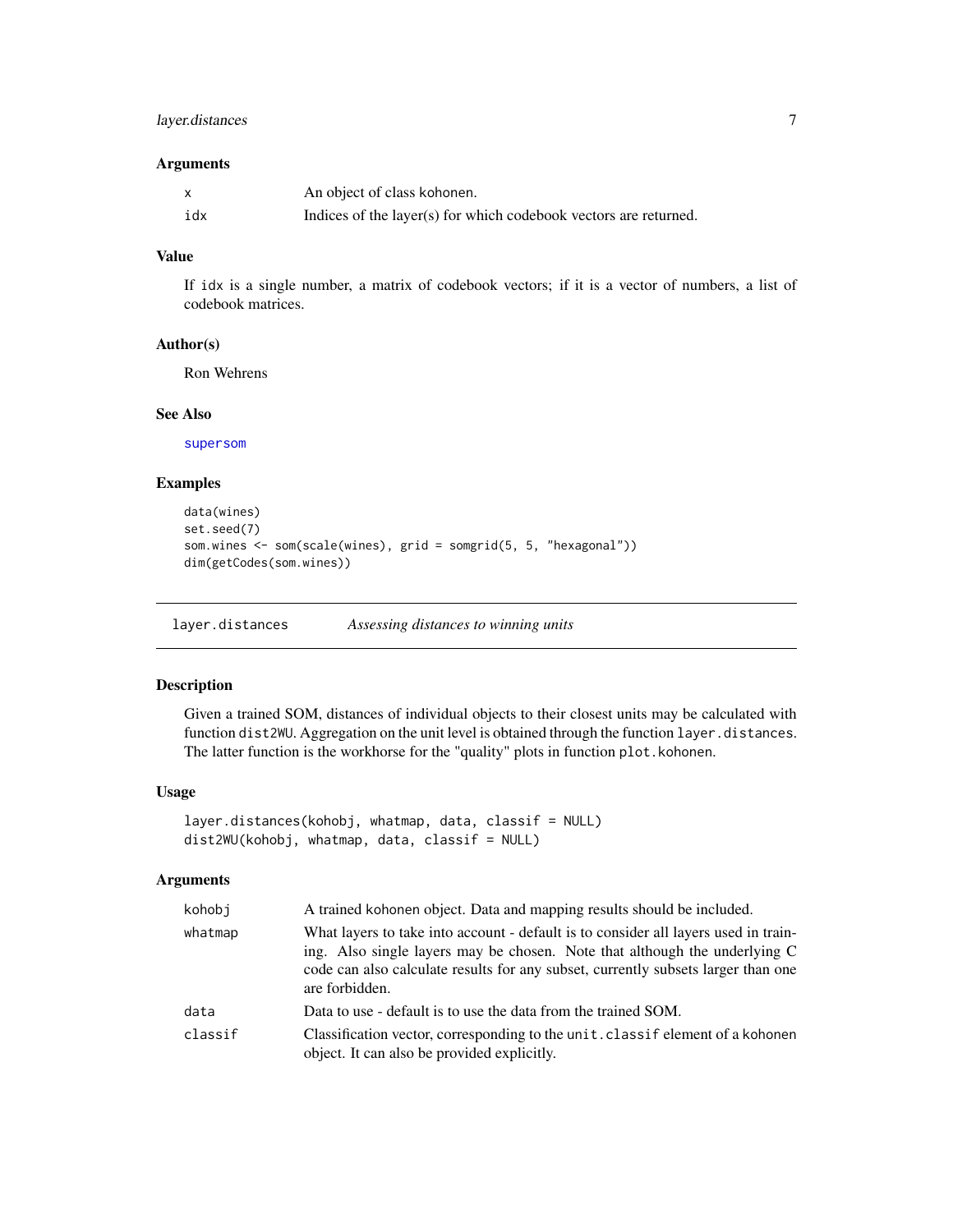### Arguments

| | |
|---|---|
| x | An object of class kohonen. |
| idx | Indices of the layer(s) for which codebook vectors are returned. |

### Value

If idx is a single number, a matrix of codebook vectors; if it is a vector of numbers, a list of codebook matrices.

### Author(s)

Ron Wehrens

### See Also

supersom

### Examples

```
data(wines)
set.seed(7)
som.wines <- som(scale(wines), grid = somgrid(5, 5, "hexagonal"))
dim(getCodes(som.wines))
```

---

## layer.distances *Assessing distances to winning units*

### Description

Given a trained SOM, distances of individual objects to their closest units may be calculated with function dist2WU. Aggregation on the unit level is obtained through the function layer.distances. The latter function is the workhorse for the "quality" plots in function plot.kohonen.

### Usage

```
layer.distances(kohobj, whatmap, data, classif = NULL)
dist2WU(kohobj, whatmap, data, classif = NULL)
```

### Arguments

| | |
|---|---|
| kohobj | A trained kohonen object. Data and mapping results should be included. |
| whatmap | What layers to take into account - default is to consider all layers used in training. Also single layers may be chosen. Note that although the underlying C code can also calculate results for any subset, currently subsets larger than one are forbidden. |
| data | Data to use - default is to use the data from the trained SOM. |
| classif | Classification vector, corresponding to the unit.classif element of a kohonen object. It can also be provided explicitly. |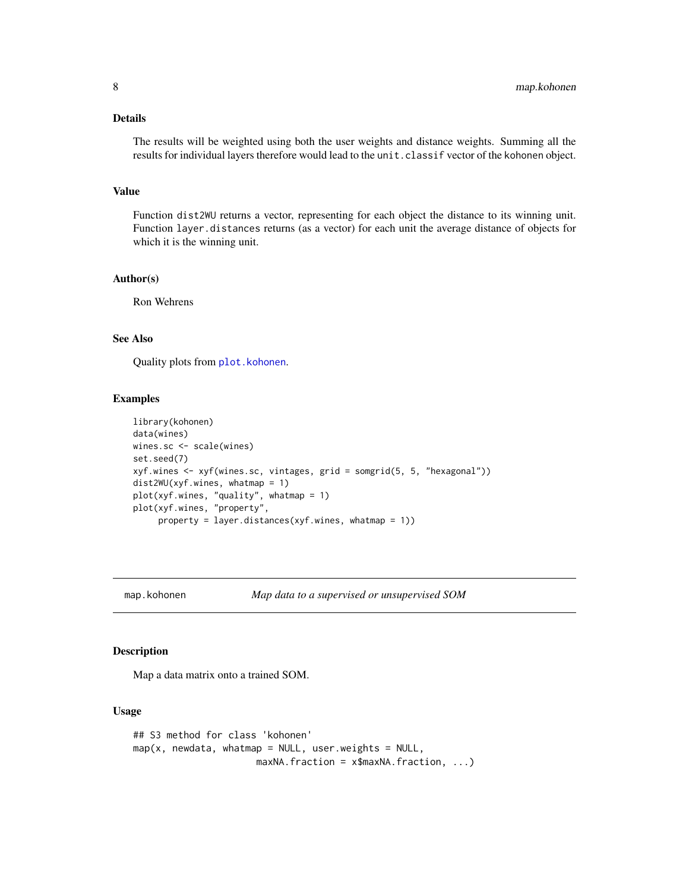### Details

The results will be weighted using both the user weights and distance weights. Summing all the results for individual layers therefore would lead to the `unit.classif` vector of the kohonen object.

### Value

Function `dist2WU` returns a vector, representing for each object the distance to its winning unit. Function `layer.distances` returns (as a vector) for each unit the average distance of objects for which it is the winning unit.

### Author(s)

Ron Wehrens

### See Also

Quality plots from `plot.kohonen`.

### Examples

```
library(kohonen)
data(wines)
wines.sc <- scale(wines)
set.seed(7)
xyf.wines <- xyf(wines.sc, vintages, grid = somgrid(5, 5, "hexagonal"))
dist2WU(xyf.wines, whatmap = 1)
plot(xyf.wines, "quality", whatmap = 1)
plot(xyf.wines, "property",
     property = layer.distances(xyf.wines, whatmap = 1))
```

---

## map.kohonen — *Map data to a supervised or unsupervised SOM*

### Description

Map a data matrix onto a trained SOM.

### Usage

```
## S3 method for class 'kohonen'
map(x, newdata, whatmap = NULL, user.weights = NULL,
                      maxNA.fraction = x$maxNA.fraction, ...)
```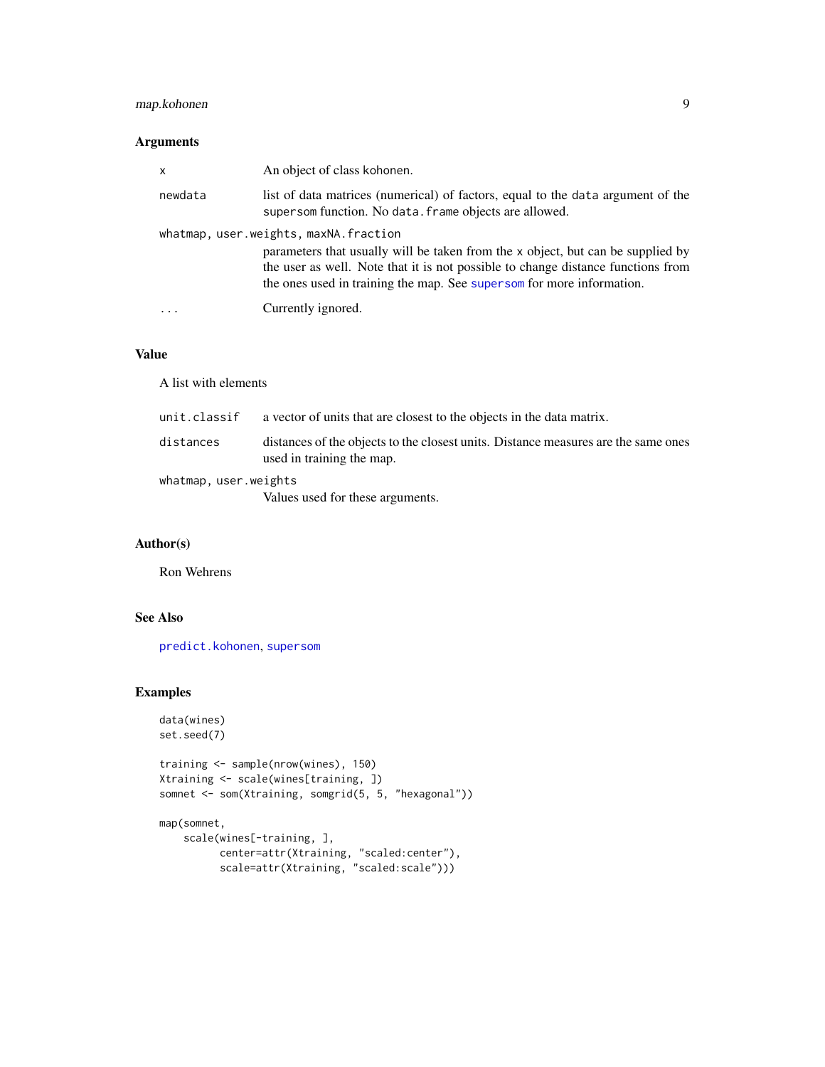## Arguments

| | |
|---|---|
| `x` | An object of class kohonen. |
| `newdata` | list of data matrices (numerical) of factors, equal to the `data` argument of the `supersom` function. No `data.frame` objects are allowed. |
| `whatmap, user.weights, maxNA.fraction` | parameters that usually will be taken from the `x` object, but can be supplied by the user as well. Note that it is not possible to change distance functions from the ones used in training the map. See `supersom` for more information. |
| `...` | Currently ignored. |

## Value

A list with elements

| | |
|---|---|
| `unit.classif` | a vector of units that are closest to the objects in the data matrix. |
| `distances` | distances of the objects to the closest units. Distance measures are the same ones used in training the map. |
| `whatmap, user.weights` | Values used for these arguments. |

## Author(s)

Ron Wehrens

## See Also

`predict.kohonen`, `supersom`

## Examples

```
data(wines)
set.seed(7)

training <- sample(nrow(wines), 150)
Xtraining <- scale(wines[training, ])
somnet <- som(Xtraining, somgrid(5, 5, "hexagonal"))

map(somnet,
    scale(wines[-training, ],
          center=attr(Xtraining, "scaled:center"),
          scale=attr(Xtraining, "scaled:scale")))
```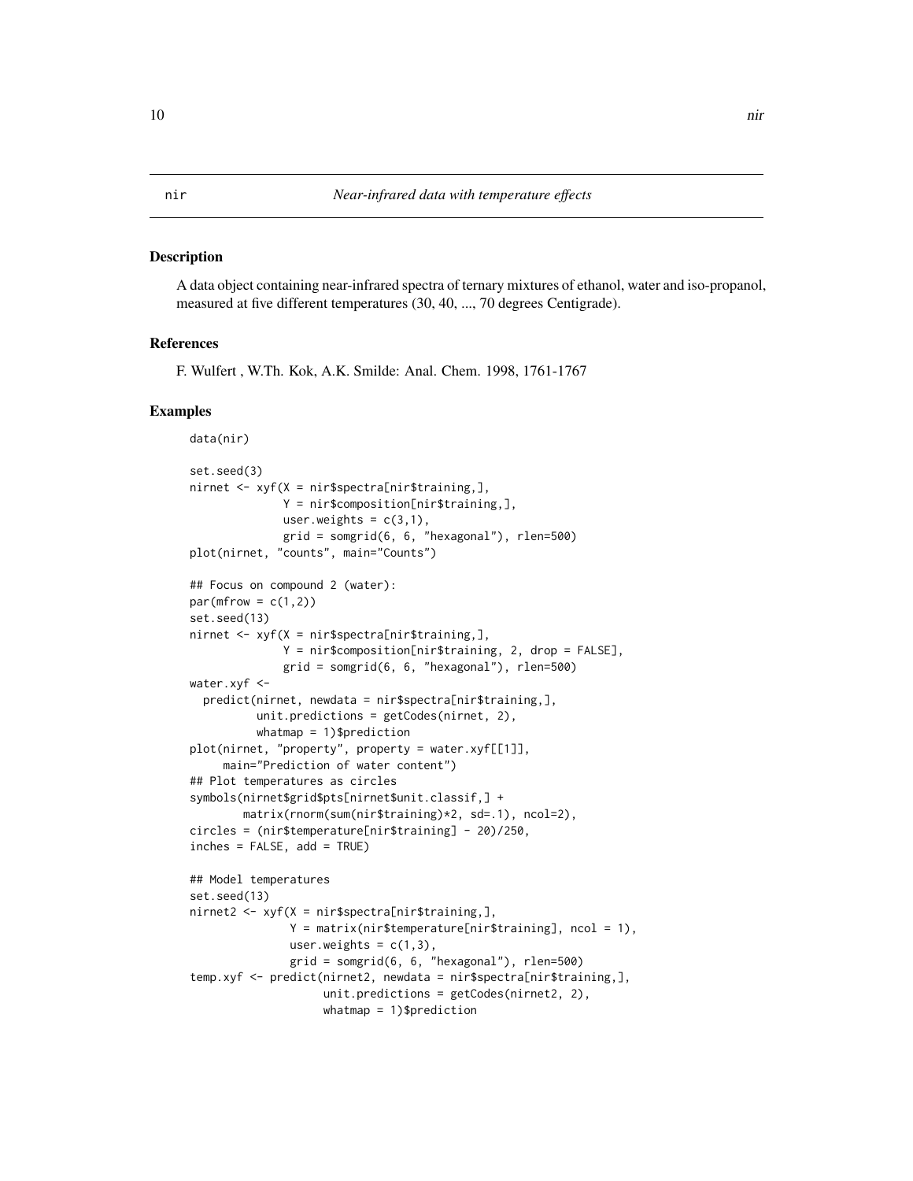nir *Near-infrared data with temperature effects*

## Description

A data object containing near-infrared spectra of ternary mixtures of ethanol, water and iso-propanol, measured at five different temperatures (30, 40, ..., 70 degrees Centigrade).

## References

F. Wulfert , W.Th. Kok, A.K. Smilde: Anal. Chem. 1998, 1761-1767

## Examples

```
data(nir)

set.seed(3)
nirnet <- xyf(X = nir$spectra[nir$training,],
              Y = nir$composition[nir$training,],
              user.weights = c(3,1),
              grid = somgrid(6, 6, "hexagonal"), rlen=500)
plot(nirnet, "counts", main="Counts")

## Focus on compound 2 (water):
par(mfrow = c(1,2))
set.seed(13)
nirnet <- xyf(X = nir$spectra[nir$training,],
              Y = nir$composition[nir$training, 2, drop = FALSE],
              grid = somgrid(6, 6, "hexagonal"), rlen=500)
water.xyf <-
  predict(nirnet, newdata = nir$spectra[nir$training,],
          unit.predictions = getCodes(nirnet, 2),
          whatmap = 1)$prediction
plot(nirnet, "property", property = water.xyf[[1]],
     main="Prediction of water content")
## Plot temperatures as circles
symbols(nirnet$grid$pts[nirnet$unit.classif,] +
        matrix(rnorm(sum(nir$training)*2, sd=.1), ncol=2),
circles = (nir$temperature[nir$training] - 20)/250,
inches = FALSE, add = TRUE)

## Model temperatures
set.seed(13)
nirnet2 <- xyf(X = nir$spectra[nir$training,],
               Y = matrix(nir$temperature[nir$training], ncol = 1),
               user.weights = c(1,3),
               grid = somgrid(6, 6, "hexagonal"), rlen=500)
temp.xyf <- predict(nirnet2, newdata = nir$spectra[nir$training,],
                    unit.predictions = getCodes(nirnet2, 2),
                    whatmap = 1)$prediction
```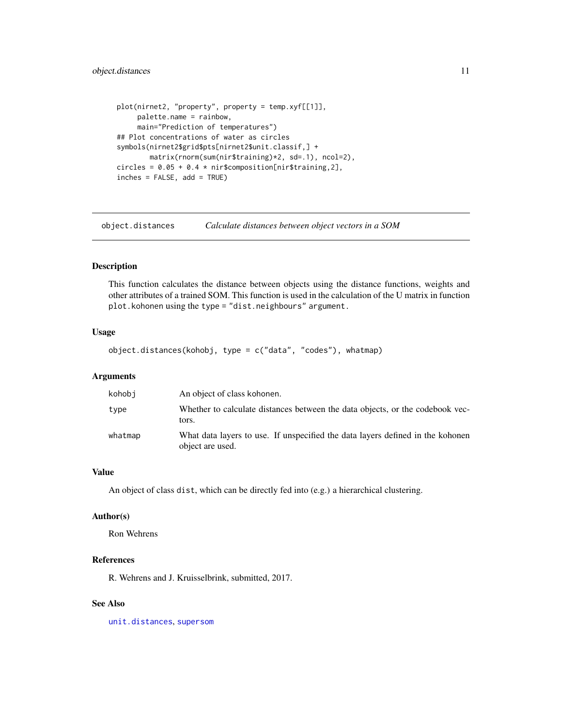```
plot(nirnet2, "property", property = temp.xyf[[1]],
     palette.name = rainbow,
     main="Prediction of temperatures")
## Plot concentrations of water as circles
symbols(nirnet2$grid$pts[nirnet2$unit.classif,] +
        matrix(rnorm(sum(nir$training)*2, sd=.1), ncol=2),
circles = 0.05 + 0.4 * nir$composition[nir$training,2],
inches = FALSE, add = TRUE)
```

## object.distances — *Calculate distances between object vectors in a SOM*

### Description

This function calculates the distance between objects using the distance functions, weights and other attributes of a trained SOM. This function is used in the calculation of the U matrix in function `plot.kohonen` using the `type = "dist.neighbours"` argument.

### Usage

```
object.distances(kohobj, type = c("data", "codes"), whatmap)
```

### Arguments

| | |
|---|---|
| `kohobj` | An object of class kohonen. |
| `type` | Whether to calculate distances between the data objects, or the codebook vectors. |
| `whatmap` | What data layers to use. If unspecified the data layers defined in the kohonen object are used. |

### Value

An object of class `dist`, which can be directly fed into (e.g.) a hierarchical clustering.

### Author(s)

Ron Wehrens

### References

R. Wehrens and J. Kruisselbrink, submitted, 2017.

### See Also

`unit.distances`, `supersom`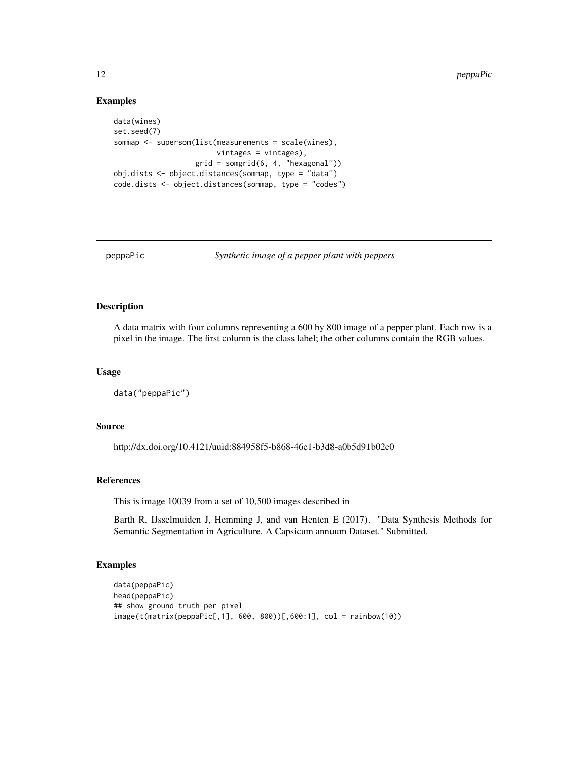## Examples

```
data(wines)
set.seed(7)
sommap <- supersom(list(measurements = scale(wines),
                        vintages = vintages),
                   grid = somgrid(6, 4, "hexagonal"))
obj.dists <- object.distances(sommap, type = "data")
code.dists <- object.distances(sommap, type = "codes")
```

---

# peppaPic — *Synthetic image of a pepper plant with peppers*

---

## Description

A data matrix with four columns representing a 600 by 800 image of a pepper plant. Each row is a pixel in the image. The first column is the class label; the other columns contain the RGB values.

## Usage

```
data("peppaPic")
```

## Source

http://dx.doi.org/10.4121/uuid:884958f5-b868-46e1-b3d8-a0b5d91b02c0

## References

This is image 10039 from a set of 10,500 images described in

Barth R, IJsselmuiden J, Hemming J, and van Henten E (2017). "Data Synthesis Methods for Semantic Segmentation in Agriculture. A Capsicum annuum Dataset." Submitted.

## Examples

```
data(peppaPic)
head(peppaPic)
## show ground truth per pixel
image(t(matrix(peppaPic[,1], 600, 800))[,600:1], col = rainbow(10))
```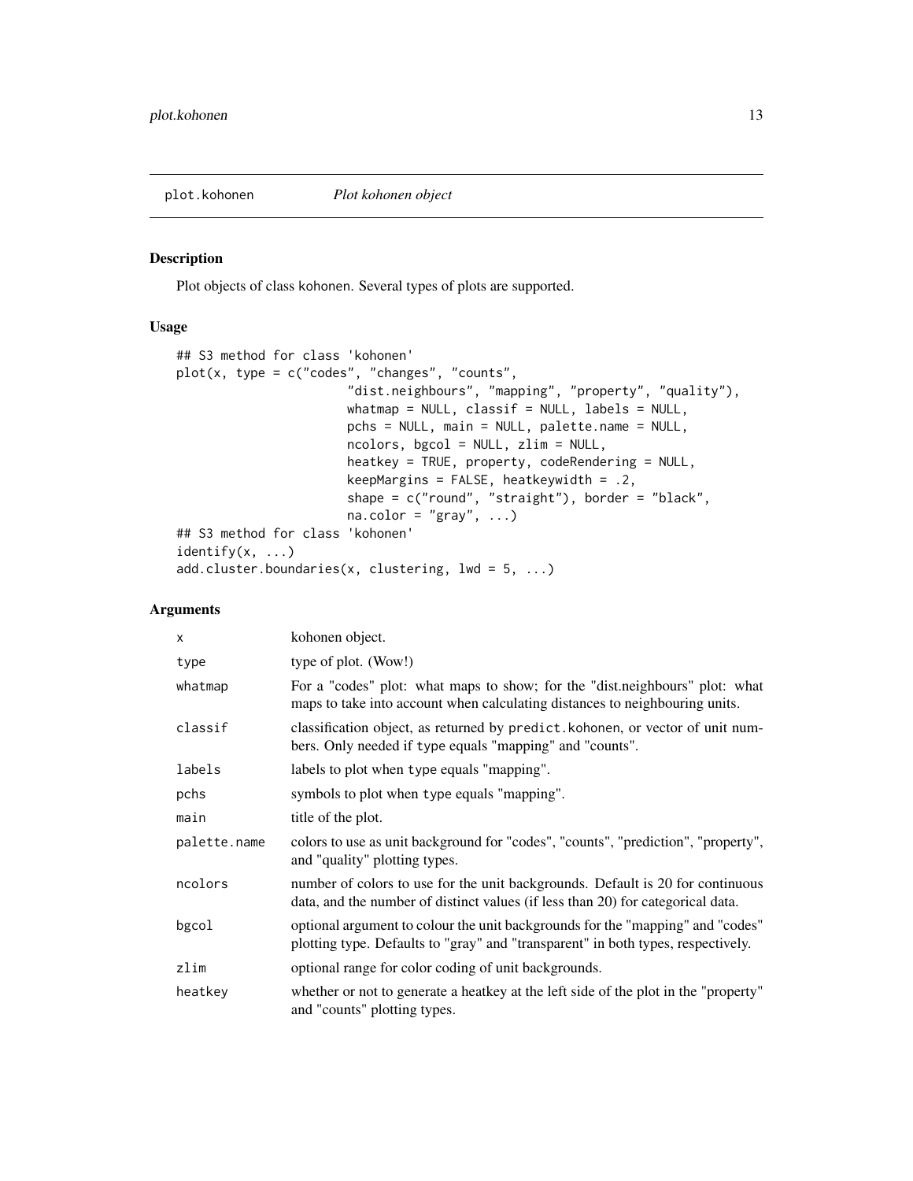plot.kohonen *Plot kohonen object*

## Description

Plot objects of class kohonen. Several types of plots are supported.

## Usage

```
## S3 method for class 'kohonen'
plot(x, type = c("codes", "changes", "counts",
                 "dist.neighbours", "mapping", "property", "quality"),
                 whatmap = NULL, classif = NULL, labels = NULL,
                 pchs = NULL, main = NULL, palette.name = NULL,
                 ncolors, bgcol = NULL, zlim = NULL,
                 heatkey = TRUE, property, codeRendering = NULL,
                 keepMargins = FALSE, heatkeywidth = .2,
                 shape = c("round", "straight"), border = "black",
                 na.color = "gray", ...)
## S3 method for class 'kohonen'
identify(x, ...)
add.cluster.boundaries(x, clustering, lwd = 5, ...)
```

## Arguments

| | |
|---|---|
| `x` | kohonen object. |
| `type` | type of plot. (Wow!) |
| `whatmap` | For a "codes" plot: what maps to show; for the "dist.neighbours" plot: what maps to take into account when calculating distances to neighbouring units. |
| `classif` | classification object, as returned by `predict.kohonen`, or vector of unit numbers. Only needed if `type` equals "mapping" and "counts". |
| `labels` | labels to plot when `type` equals "mapping". |
| `pchs` | symbols to plot when `type` equals "mapping". |
| `main` | title of the plot. |
| `palette.name` | colors to use as unit background for "codes", "counts", "prediction", "property", and "quality" plotting types. |
| `ncolors` | number of colors to use for the unit backgrounds. Default is 20 for continuous data, and the number of distinct values (if less than 20) for categorical data. |
| `bgcol` | optional argument to colour the unit backgrounds for the "mapping" and "codes" plotting type. Defaults to "gray" and "transparent" in both types, respectively. |
| `zlim` | optional range for color coding of unit backgrounds. |
| `heatkey` | whether or not to generate a heatkey at the left side of the plot in the "property" and "counts" plotting types. |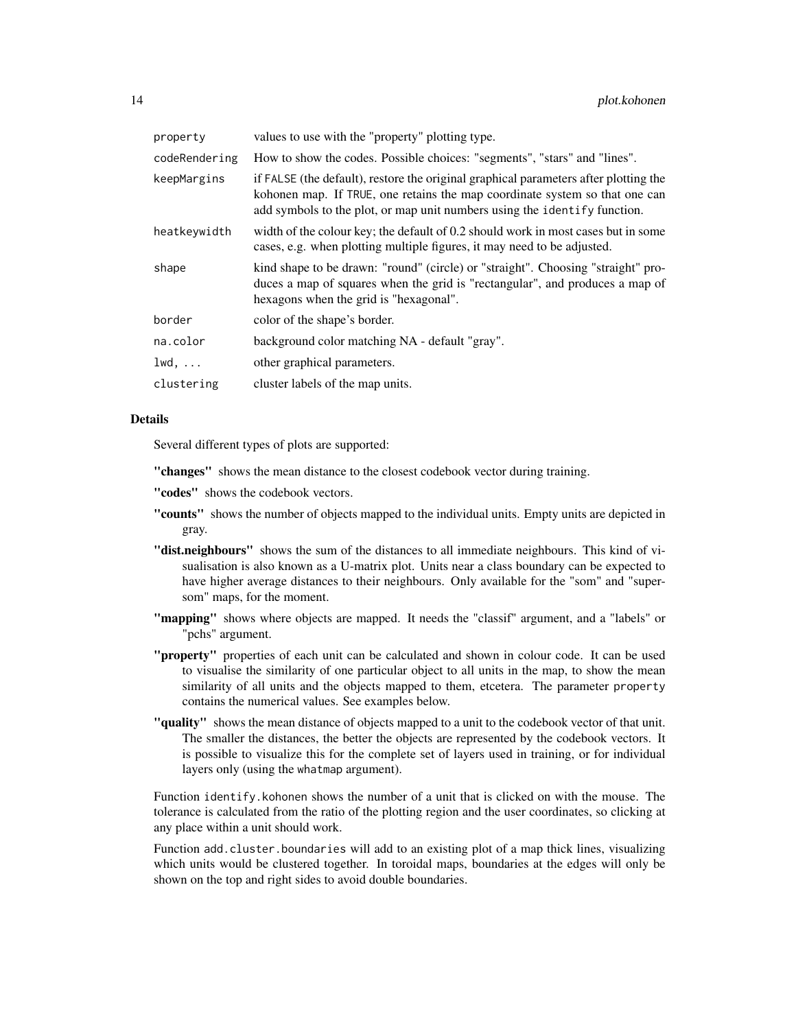| | |
|---|---|
| `property` | values to use with the "property" plotting type. |
| `codeRendering` | How to show the codes. Possible choices: "segments", "stars" and "lines". |
| `keepMargins` | if `FALSE` (the default), restore the original graphical parameters after plotting the kohonen map. If `TRUE`, one retains the map coordinate system so that one can add symbols to the plot, or map unit numbers using the `identify` function. |
| `heatkeywidth` | width of the colour key; the default of 0.2 should work in most cases but in some cases, e.g. when plotting multiple figures, it may need to be adjusted. |
| `shape` | kind shape to be drawn: "round" (circle) or "straight". Choosing "straight" produces a map of squares when the grid is "rectangular", and produces a map of hexagons when the grid is "hexagonal". |
| `border` | color of the shape's border. |
| `na.color` | background color matching NA - default "gray". |
| `lwd, ...` | other graphical parameters. |
| `clustering` | cluster labels of the map units. |

## Details

Several different types of plots are supported:

**"changes"** shows the mean distance to the closest codebook vector during training.

**"codes"** shows the codebook vectors.

**"counts"** shows the number of objects mapped to the individual units. Empty units are depicted in gray.

**"dist.neighbours"** shows the sum of the distances to all immediate neighbours. This kind of visualisation is also known as a U-matrix plot. Units near a class boundary can be expected to have higher average distances to their neighbours. Only available for the "som" and "supersom" maps, for the moment.

**"mapping"** shows where objects are mapped. It needs the "classif" argument, and a "labels" or "pchs" argument.

**"property"** properties of each unit can be calculated and shown in colour code. It can be used to visualise the similarity of one particular object to all units in the map, to show the mean similarity of all units and the objects mapped to them, etcetera. The parameter `property` contains the numerical values. See examples below.

**"quality"** shows the mean distance of objects mapped to a unit to the codebook vector of that unit. The smaller the distances, the better the objects are represented by the codebook vectors. It is possible to visualize this for the complete set of layers used in training, or for individual layers only (using the `whatmap` argument).

Function `identify.kohonen` shows the number of a unit that is clicked on with the mouse. The tolerance is calculated from the ratio of the plotting region and the user coordinates, so clicking at any place within a unit should work.

Function `add.cluster.boundaries` will add to an existing plot of a map thick lines, visualizing which units would be clustered together. In toroidal maps, boundaries at the edges will only be shown on the top and right sides to avoid double boundaries.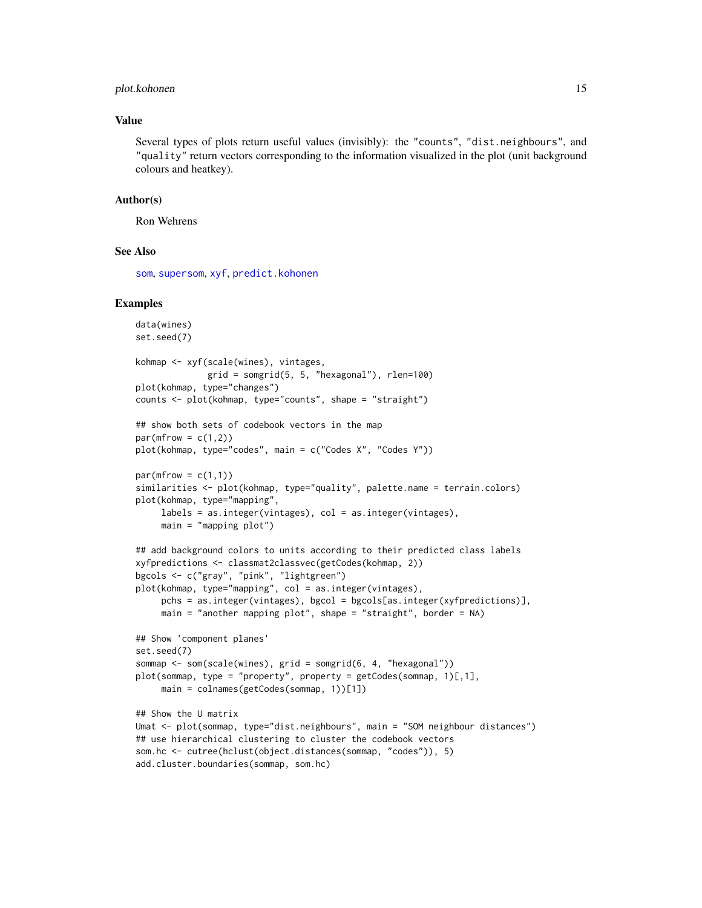## Value

Several types of plots return useful values (invisibly): the "counts", "dist.neighbours", and "quality" return vectors corresponding to the information visualized in the plot (unit background colours and heatkey).

## Author(s)

Ron Wehrens

## See Also

som, supersom, xyf, predict.kohonen

## Examples

```
data(wines)
set.seed(7)

kohmap <- xyf(scale(wines), vintages,
              grid = somgrid(5, 5, "hexagonal"), rlen=100)
plot(kohmap, type="changes")
counts <- plot(kohmap, type="counts", shape = "straight")

## show both sets of codebook vectors in the map
par(mfrow = c(1,2))
plot(kohmap, type="codes", main = c("Codes X", "Codes Y"))

par(mfrow = c(1,1))
similarities <- plot(kohmap, type="quality", palette.name = terrain.colors)
plot(kohmap, type="mapping",
     labels = as.integer(vintages), col = as.integer(vintages),
     main = "mapping plot")

## add background colors to units according to their predicted class labels
xyfpredictions <- classmat2classvec(getCodes(kohmap, 2))
bgcols <- c("gray", "pink", "lightgreen")
plot(kohmap, type="mapping", col = as.integer(vintages),
     pchs = as.integer(vintages), bgcol = bgcols[as.integer(xyfpredictions)],
     main = "another mapping plot", shape = "straight", border = NA)

## Show 'component planes'
set.seed(7)
sommap <- som(scale(wines), grid = somgrid(6, 4, "hexagonal"))
plot(sommap, type = "property", property = getCodes(sommap, 1)[,1],
     main = colnames(getCodes(sommap, 1))[1])

## Show the U matrix
Umat <- plot(sommap, type="dist.neighbours", main = "SOM neighbour distances")
## use hierarchical clustering to cluster the codebook vectors
som.hc <- cutree(hclust(object.distances(sommap, "codes")), 5)
add.cluster.boundaries(sommap, som.hc)
```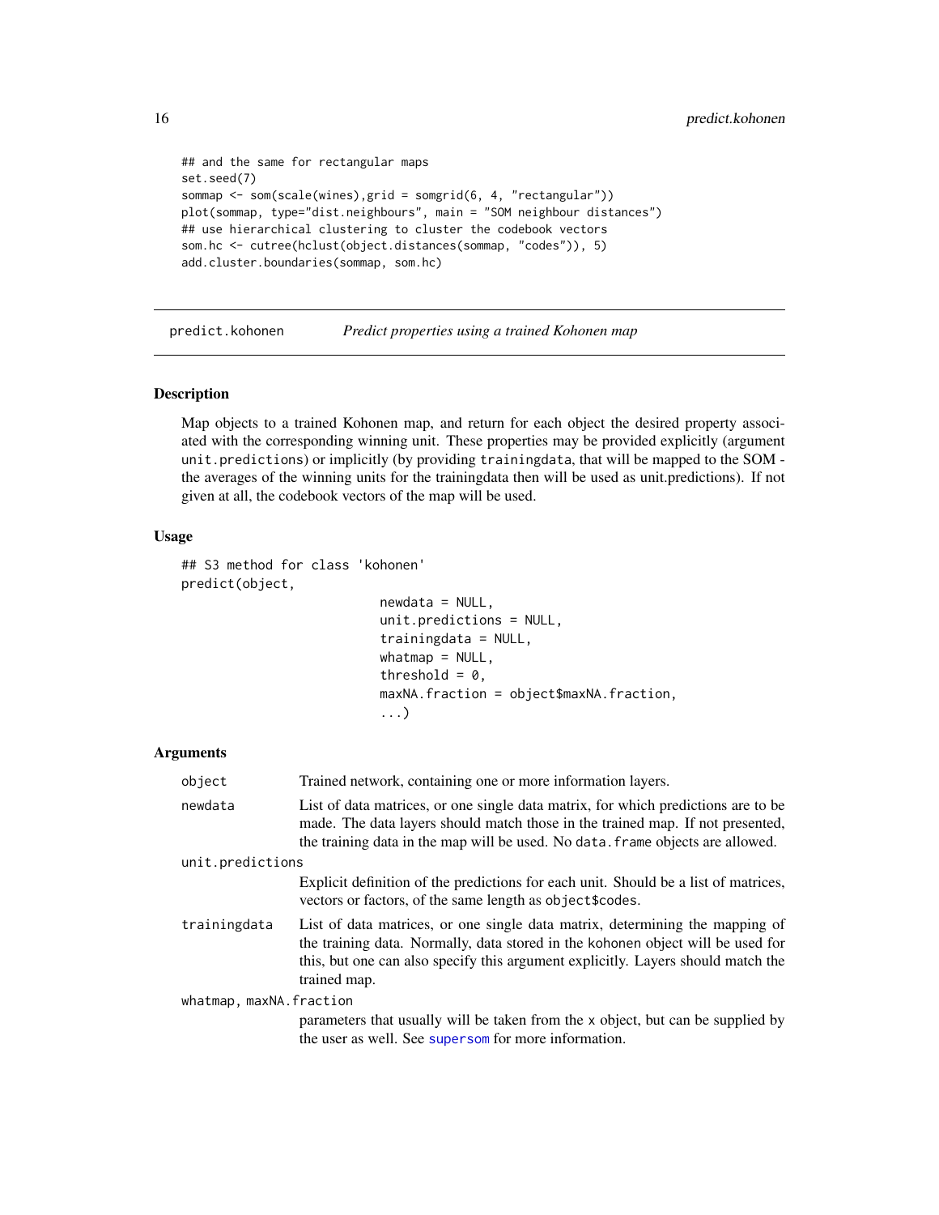```
## and the same for rectangular maps
set.seed(7)
sommap <- som(scale(wines),grid = somgrid(6, 4, "rectangular"))
plot(sommap, type="dist.neighbours", main = "SOM neighbour distances")
## use hierarchical clustering to cluster the codebook vectors
som.hc <- cutree(hclust(object.distances(sommap, "codes")), 5)
add.cluster.boundaries(sommap, som.hc)
```

---

## predict.kohonen — *Predict properties using a trained Kohonen map*

---

### Description

Map objects to a trained Kohonen map, and return for each object the desired property associated with the corresponding winning unit. These properties may be provided explicitly (argument `unit.predictions`) or implicitly (by providing `trainingdata`, that will be mapped to the SOM - the averages of the winning units for the trainingdata then will be used as unit.predictions). If not given at all, the codebook vectors of the map will be used.

### Usage

```
## S3 method for class 'kohonen'
predict(object,
                         newdata = NULL,
                         unit.predictions = NULL,
                         trainingdata = NULL,
                         whatmap = NULL,
                         threshold = 0,
                         maxNA.fraction = object$maxNA.fraction,
                         ...)
```

### Arguments

`object` Trained network, containing one or more information layers.

`newdata` List of data matrices, or one single data matrix, for which predictions are to be made. The data layers should match those in the trained map. If not presented, the training data in the map will be used. No `data.frame` objects are allowed.

`unit.predictions` Explicit definition of the predictions for each unit. Should be a list of matrices, vectors or factors, of the same length as `object$codes`.

`trainingdata` List of data matrices, or one single data matrix, determining the mapping of the training data. Normally, data stored in the kohonen object will be used for this, but one can also specify this argument explicitly. Layers should match the trained map.

`whatmap, maxNA.fraction` parameters that usually will be taken from the `x` object, but can be supplied by the user as well. See supersom for more information.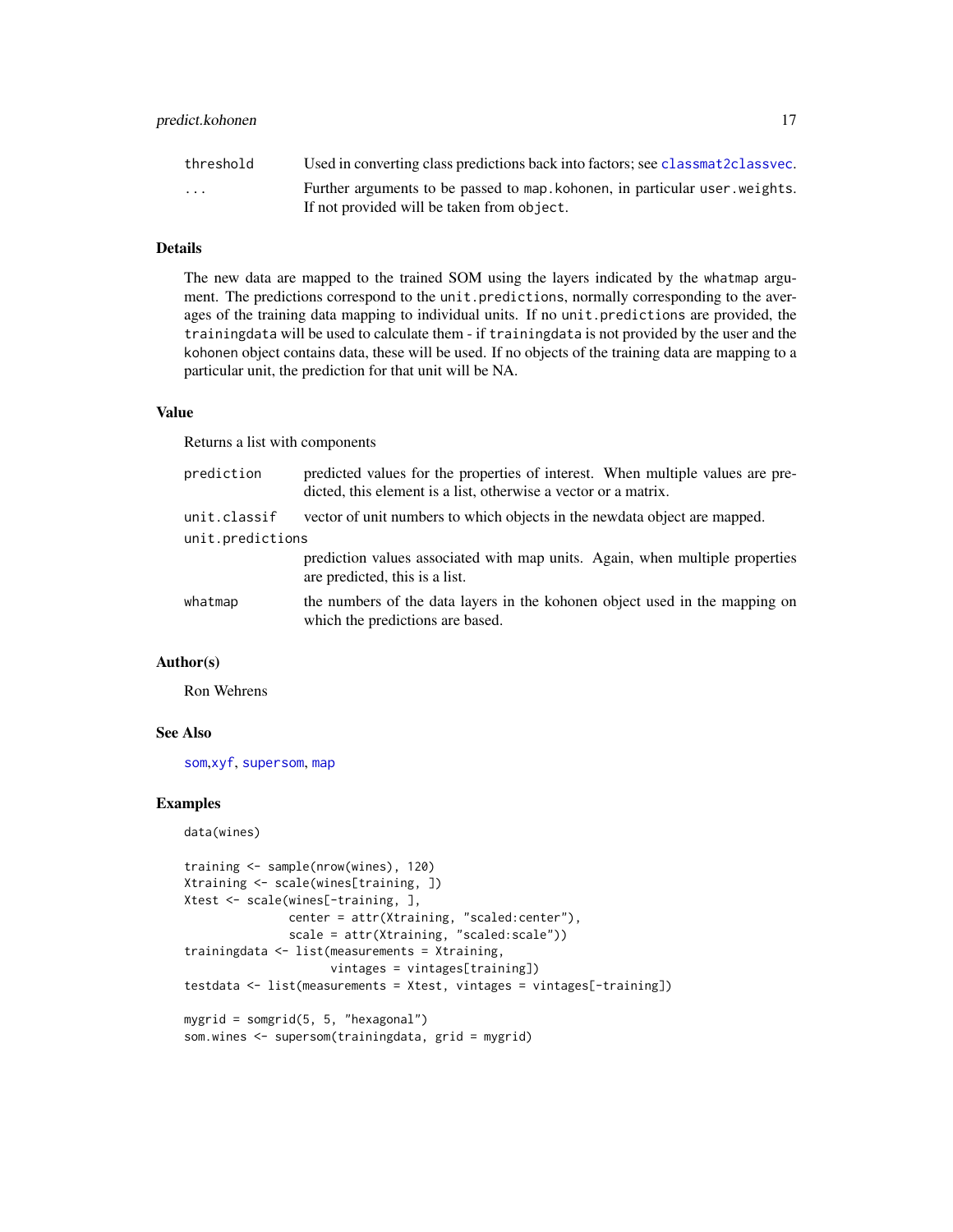| | |
|---|---|
| threshold | Used in converting class predictions back into factors; see classmat2classvec. |
| ... | Further arguments to be passed to map.kohonen, in particular user.weights. If not provided will be taken from object. |

### Details

The new data are mapped to the trained SOM using the layers indicated by the whatmap argument. The predictions correspond to the unit.predictions, normally corresponding to the averages of the training data mapping to individual units. If no unit.predictions are provided, the trainingdata will be used to calculate them - if trainingdata is not provided by the user and the kohonen object contains data, these will be used. If no objects of the training data are mapping to a particular unit, the prediction for that unit will be NA.

### Value

Returns a list with components

| | |
|---|---|
| prediction | predicted values for the properties of interest. When multiple values are predicted, this element is a list, otherwise a vector or a matrix. |
| unit.classif | vector of unit numbers to which objects in the newdata object are mapped. |
| unit.predictions | prediction values associated with map units. Again, when multiple properties are predicted, this is a list. |
| whatmap | the numbers of the data layers in the kohonen object used in the mapping on which the predictions are based. |

### Author(s)

Ron Wehrens

### See Also

som, xyf, supersom, map

### Examples

```
data(wines)

training <- sample(nrow(wines), 120)
Xtraining <- scale(wines[training, ])
Xtest <- scale(wines[-training, ],
               center = attr(Xtraining, "scaled:center"),
               scale = attr(Xtraining, "scaled:scale"))
trainingdata <- list(measurements = Xtraining,
                     vintages = vintages[training])
testdata <- list(measurements = Xtest, vintages = vintages[-training])

mygrid = somgrid(5, 5, "hexagonal")
som.wines <- supersom(trainingdata, grid = mygrid)
```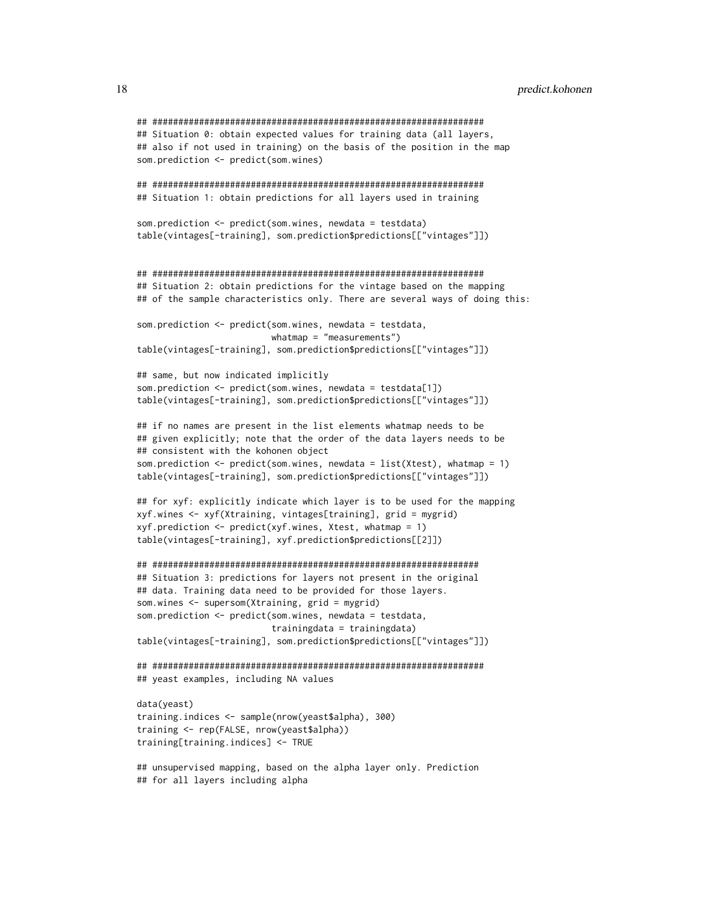```
## ################################################################
## Situation 0: obtain expected values for training data (all layers,
## also if not used in training) on the basis of the position in the map
som.prediction <- predict(som.wines)

## ################################################################
## Situation 1: obtain predictions for all layers used in training

som.prediction <- predict(som.wines, newdata = testdata)
table(vintages[-training], som.prediction$predictions[["vintages"]])


## ################################################################
## Situation 2: obtain predictions for the vintage based on the mapping
## of the sample characteristics only. There are several ways of doing this:

som.prediction <- predict(som.wines, newdata = testdata,
                          whatmap = "measurements")
table(vintages[-training], som.prediction$predictions[["vintages"]])

## same, but now indicated implicitly
som.prediction <- predict(som.wines, newdata = testdata[1])
table(vintages[-training], som.prediction$predictions[["vintages"]])

## if no names are present in the list elements whatmap needs to be
## given explicitly; note that the order of the data layers needs to be
## consistent with the kohonen object
som.prediction <- predict(som.wines, newdata = list(Xtest), whatmap = 1)
table(vintages[-training], som.prediction$predictions[["vintages"]])

## for xyf: explicitly indicate which layer is to be used for the mapping
xyf.wines <- xyf(Xtraining, vintages[training], grid = mygrid)
xyf.prediction <- predict(xyf.wines, Xtest, whatmap = 1)
table(vintages[-training], xyf.prediction$predictions[[2]])

## ###############################################################
## Situation 3: predictions for layers not present in the original
## data. Training data need to be provided for those layers.
som.wines <- supersom(Xtraining, grid = mygrid)
som.prediction <- predict(som.wines, newdata = testdata,
                          trainingdata = trainingdata)
table(vintages[-training], som.prediction$predictions[["vintages"]])

## ################################################################
## yeast examples, including NA values

data(yeast)
training.indices <- sample(nrow(yeast$alpha), 300)
training <- rep(FALSE, nrow(yeast$alpha))
training[training.indices] <- TRUE

## unsupervised mapping, based on the alpha layer only. Prediction
## for all layers including alpha
```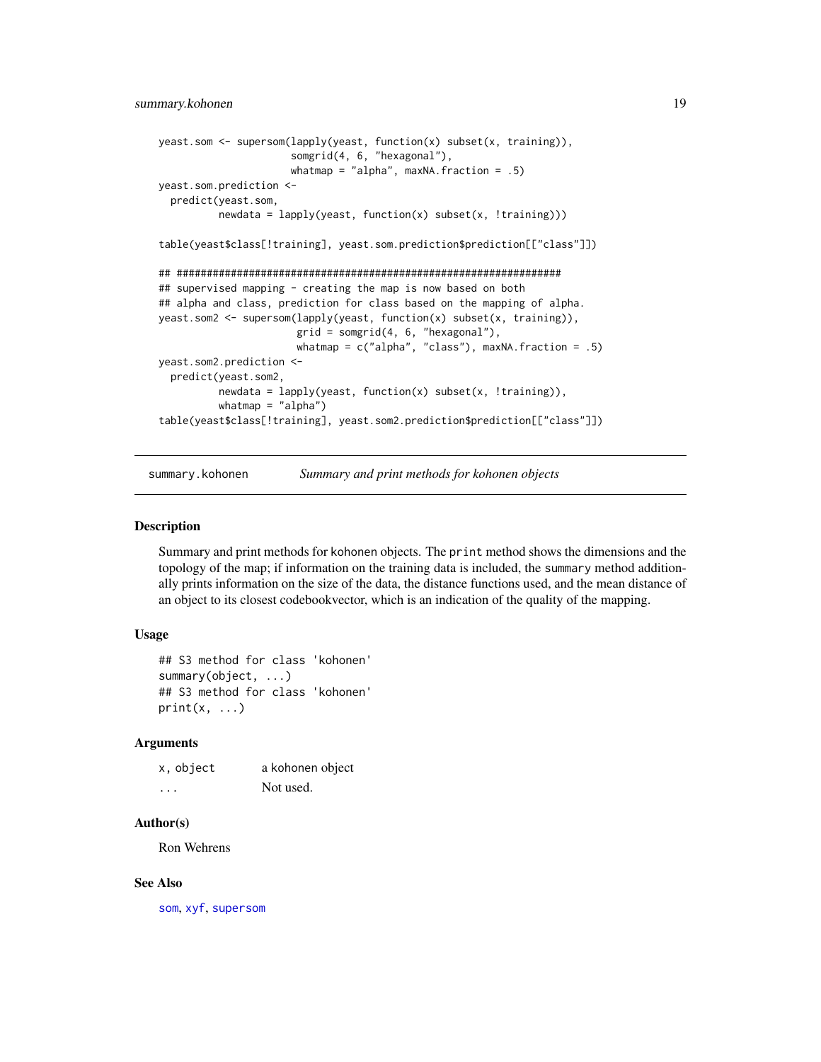```
yeast.som <- supersom(lapply(yeast, function(x) subset(x, training)),
                      somgrid(4, 6, "hexagonal"),
                      whatmap = "alpha", maxNA.fraction = .5)
yeast.som.prediction <-
  predict(yeast.som,
          newdata = lapply(yeast, function(x) subset(x, !training)))

table(yeast$class[!training], yeast.som.prediction$prediction[["class"]])

## ################################################################
## supervised mapping - creating the map is now based on both
## alpha and class, prediction for class based on the mapping of alpha.
yeast.som2 <- supersom(lapply(yeast, function(x) subset(x, training)),
                       grid = somgrid(4, 6, "hexagonal"),
                       whatmap = c("alpha", "class"), maxNA.fraction = .5)
yeast.som2.prediction <-
  predict(yeast.som2,
          newdata = lapply(yeast, function(x) subset(x, !training)),
          whatmap = "alpha")
table(yeast$class[!training], yeast.som2.prediction$prediction[["class"]])
```

---

# summary.kohonen — *Summary and print methods for kohonen objects*

---

## Description

Summary and print methods for kohonen objects. The `print` method shows the dimensions and the topology of the map; if information on the training data is included, the `summary` method additionally prints information on the size of the data, the distance functions used, and the mean distance of an object to its closest codebookvector, which is an indication of the quality of the mapping.

## Usage

```
## S3 method for class 'kohonen'
summary(object, ...)
## S3 method for class 'kohonen'
print(x, ...)
```

## Arguments

| | |
|---|---|
| `x, object` | a kohonen object |
| `...` | Not used. |

## Author(s)

Ron Wehrens

## See Also

som, xyf, supersom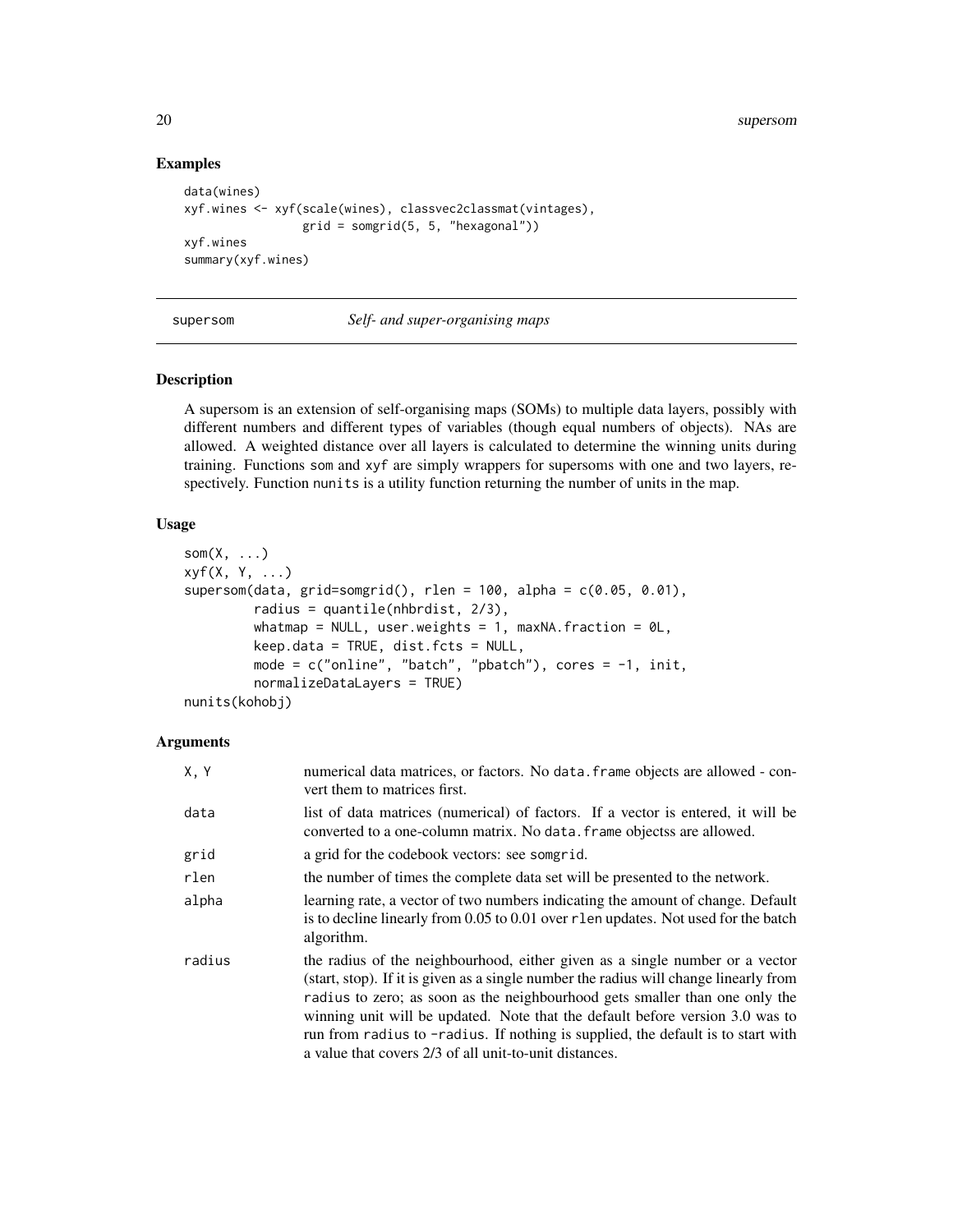## Examples

```
data(wines)
xyf.wines <- xyf(scale(wines), classvec2classmat(vintages),
                 grid = somgrid(5, 5, "hexagonal"))
xyf.wines
summary(xyf.wines)
```

---

# supersom *Self- and super-organising maps*

---

### Description

A supersom is an extension of self-organising maps (SOMs) to multiple data layers, possibly with different numbers and different types of variables (though equal numbers of objects). NAs are allowed. A weighted distance over all layers is calculated to determine the winning units during training. Functions som and xyf are simply wrappers for supersoms with one and two layers, respectively. Function nunits is a utility function returning the number of units in the map.

### Usage

```
som(X, ...)
xyf(X, Y, ...)
supersom(data, grid=somgrid(), rlen = 100, alpha = c(0.05, 0.01),
         radius = quantile(nhbrdist, 2/3),
         whatmap = NULL, user.weights = 1, maxNA.fraction = 0L,
         keep.data = TRUE, dist.fcts = NULL,
         mode = c("online", "batch", "pbatch"), cores = -1, init,
         normalizeDataLayers = TRUE)
nunits(kohobj)
```

### Arguments

| | |
|---|---|
| X, Y | numerical data matrices, or factors. No data.frame objects are allowed - convert them to matrices first. |
| data | list of data matrices (numerical) of factors. If a vector is entered, it will be converted to a one-column matrix. No data.frame objectss are allowed. |
| grid | a grid for the codebook vectors: see somgrid. |
| rlen | the number of times the complete data set will be presented to the network. |
| alpha | learning rate, a vector of two numbers indicating the amount of change. Default is to decline linearly from 0.05 to 0.01 over rlen updates. Not used for the batch algorithm. |
| radius | the radius of the neighbourhood, either given as a single number or a vector (start, stop). If it is given as a single number the radius will change linearly from radius to zero; as soon as the neighbourhood gets smaller than one only the winning unit will be updated. Note that the default before version 3.0 was to run from radius to -radius. If nothing is supplied, the default is to start with a value that covers 2/3 of all unit-to-unit distances. |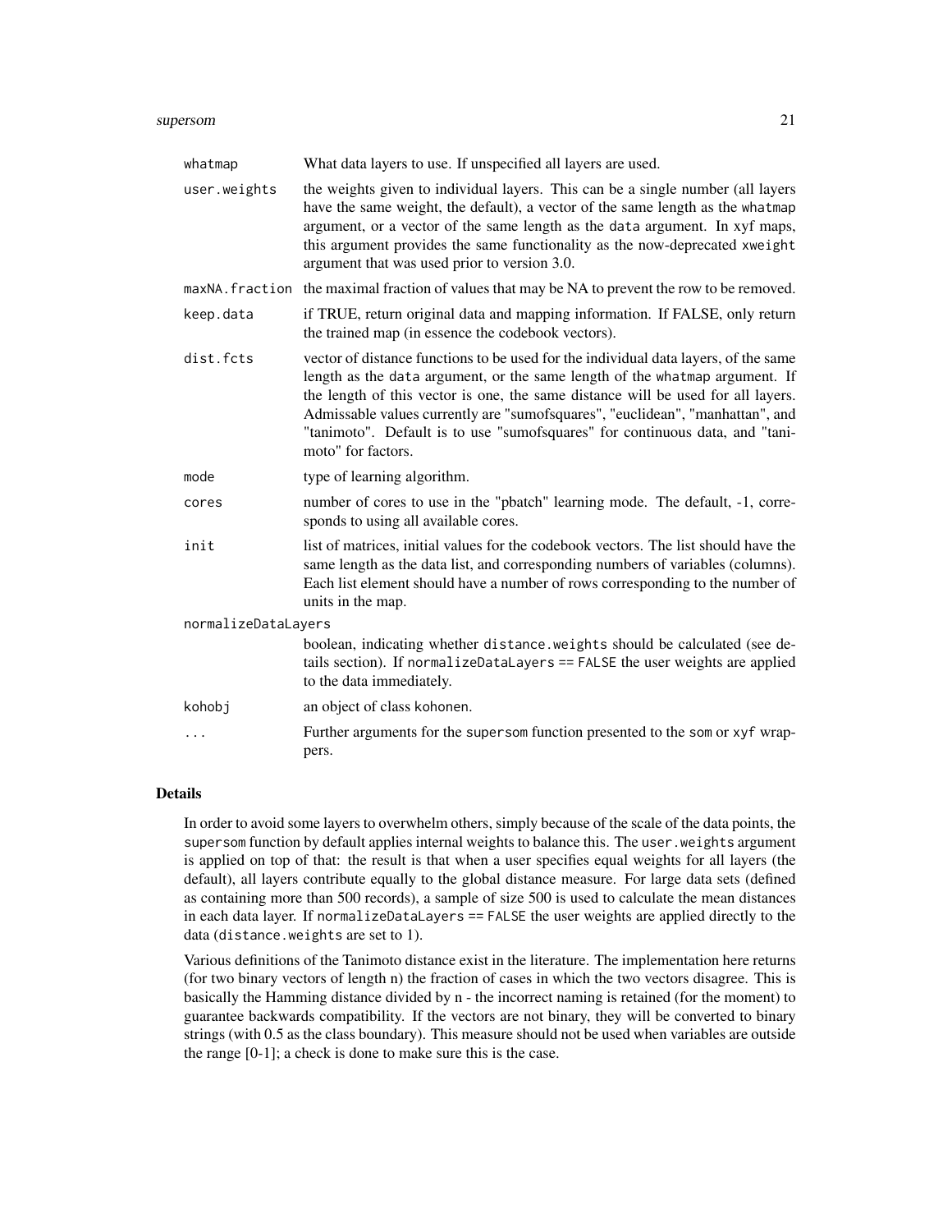| | |
|---|---|
| whatmap | What data layers to use. If unspecified all layers are used. |
| user.weights | the weights given to individual layers. This can be a single number (all layers have the same weight, the default), a vector of the same length as the whatmap argument, or a vector of the same length as the data argument. In xyf maps, this argument provides the same functionality as the now-deprecated xweight argument that was used prior to version 3.0. |
| maxNA.fraction | the maximal fraction of values that may be NA to prevent the row to be removed. |
| keep.data | if TRUE, return original data and mapping information. If FALSE, only return the trained map (in essence the codebook vectors). |
| dist.fcts | vector of distance functions to be used for the individual data layers, of the same length as the data argument, or the same length of the whatmap argument. If the length of this vector is one, the same distance will be used for all layers. Admissable values currently are "sumofsquares", "euclidean", "manhattan", and "tanimoto". Default is to use "sumofsquares" for continuous data, and "tanimoto" for factors. |
| mode | type of learning algorithm. |
| cores | number of cores to use in the "pbatch" learning mode. The default, -1, corresponds to using all available cores. |
| init | list of matrices, initial values for the codebook vectors. The list should have the same length as the data list, and corresponding numbers of variables (columns). Each list element should have a number of rows corresponding to the number of units in the map. |
| normalizeDataLayers | boolean, indicating whether distance.weights should be calculated (see details section). If normalizeDataLayers == FALSE the user weights are applied to the data immediately. |
| kohobj | an object of class kohonen. |
| ... | Further arguments for the supersom function presented to the som or xyf wrappers. |

## Details

In order to avoid some layers to overwhelm others, simply because of the scale of the data points, the supersom function by default applies internal weights to balance this. The user.weights argument is applied on top of that: the result is that when a user specifies equal weights for all layers (the default), all layers contribute equally to the global distance measure. For large data sets (defined as containing more than 500 records), a sample of size 500 is used to calculate the mean distances in each data layer. If normalizeDataLayers == FALSE the user weights are applied directly to the data (distance.weights are set to 1).

Various definitions of the Tanimoto distance exist in the literature. The implementation here returns (for two binary vectors of length n) the fraction of cases in which the two vectors disagree. This is basically the Hamming distance divided by n - the incorrect naming is retained (for the moment) to guarantee backwards compatibility. If the vectors are not binary, they will be converted to binary strings (with 0.5 as the class boundary). This measure should not be used when variables are outside the range [0-1]; a check is done to make sure this is the case.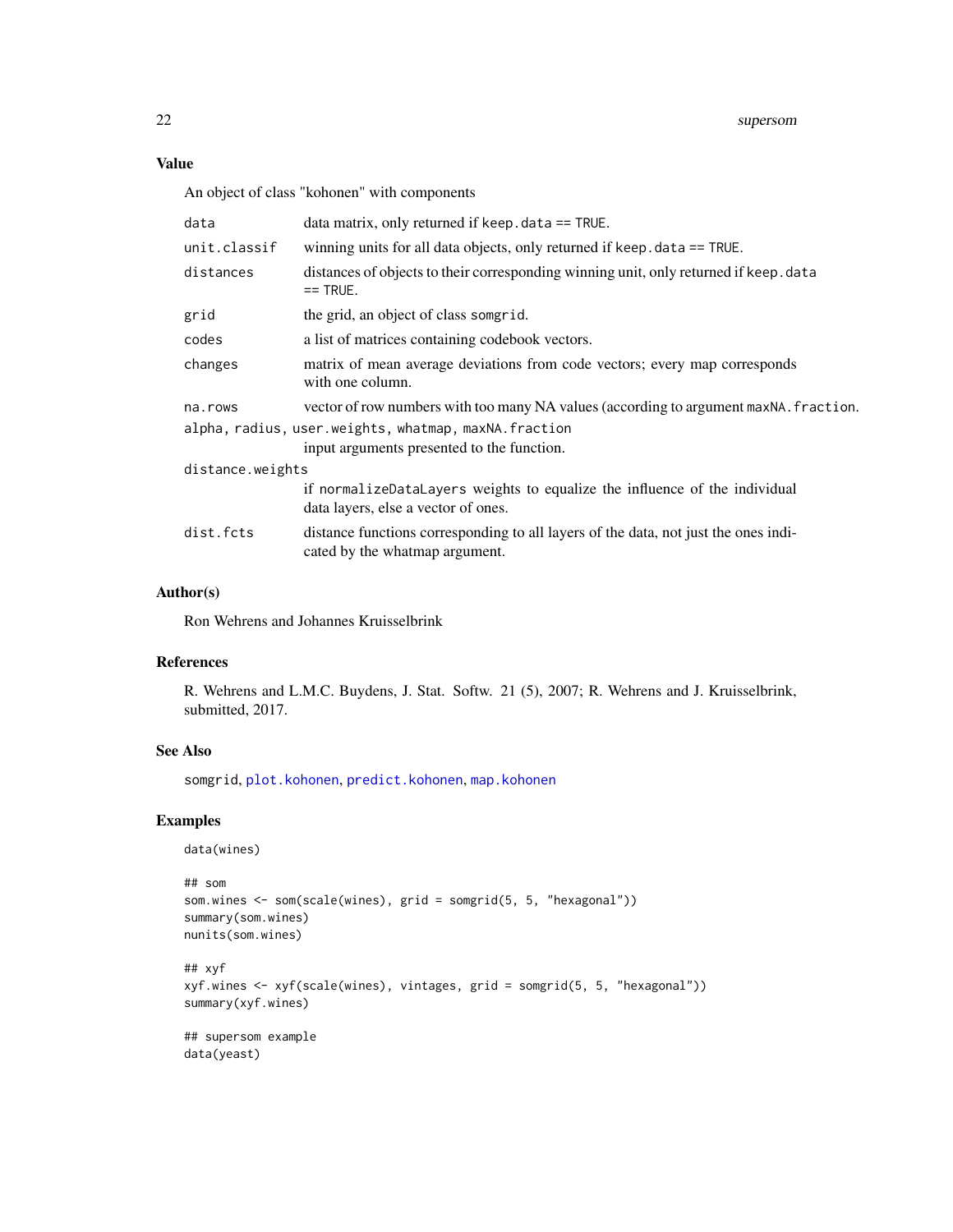## Value

An object of class "kohonen" with components

| | |
|---|---|
| `data` | data matrix, only returned if `keep.data == TRUE`. |
| `unit.classif` | winning units for all data objects, only returned if `keep.data == TRUE`. |
| `distances` | distances of objects to their corresponding winning unit, only returned if `keep.data == TRUE`. |
| `grid` | the grid, an object of class `somgrid`. |
| `codes` | a list of matrices containing codebook vectors. |
| `changes` | matrix of mean average deviations from code vectors; every map corresponds with one column. |
| `na.rows` | vector of row numbers with too many NA values (according to argument `maxNA.fraction`. |
| `alpha, radius, user.weights, whatmap, maxNA.fraction` | input arguments presented to the function. |
| `distance.weights` | if `normalizeDataLayers` weights to equalize the influence of the individual data layers, else a vector of ones. |
| `dist.fcts` | distance functions corresponding to all layers of the data, not just the ones indicated by the whatmap argument. |

## Author(s)

Ron Wehrens and Johannes Kruisselbrink

## References

R. Wehrens and L.M.C. Buydens, J. Stat. Softw. 21 (5), 2007; R. Wehrens and J. Kruisselbrink, submitted, 2017.

## See Also

`somgrid`, `plot.kohonen`, `predict.kohonen`, `map.kohonen`

## Examples

```
data(wines)

## som
som.wines <- som(scale(wines), grid = somgrid(5, 5, "hexagonal"))
summary(som.wines)
nunits(som.wines)

## xyf
xyf.wines <- xyf(scale(wines), vintages, grid = somgrid(5, 5, "hexagonal"))
summary(xyf.wines)

## supersom example
data(yeast)
```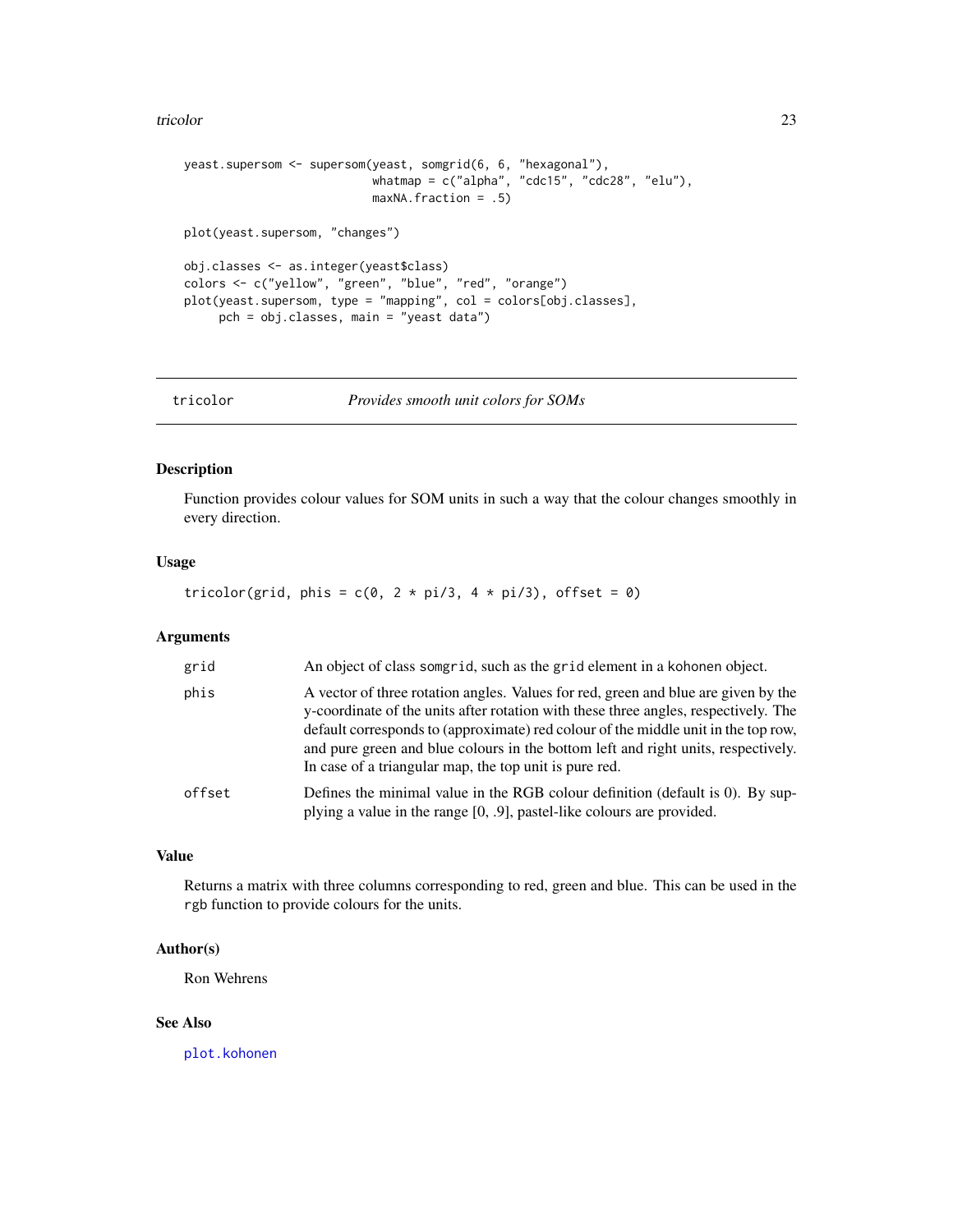```
yeast.supersom <- supersom(yeast, somgrid(6, 6, "hexagonal"),
                           whatmap = c("alpha", "cdc15", "cdc28", "elu"),
                           maxNA.fraction = .5)

plot(yeast.supersom, "changes")

obj.classes <- as.integer(yeast$class)
colors <- c("yellow", "green", "blue", "red", "orange")
plot(yeast.supersom, type = "mapping", col = colors[obj.classes],
     pch = obj.classes, main = "yeast data")
```

---

## tricolor *Provides smooth unit colors for SOMs*

---

### Description

Function provides colour values for SOM units in such a way that the colour changes smoothly in every direction.

### Usage

```
tricolor(grid, phis = c(0, 2 * pi/3, 4 * pi/3), offset = 0)
```

### Arguments

| | |
|---|---|
| grid | An object of class somgrid, such as the grid element in a kohonen object. |
| phis | A vector of three rotation angles. Values for red, green and blue are given by the y-coordinate of the units after rotation with these three angles, respectively. The default corresponds to (approximate) red colour of the middle unit in the top row, and pure green and blue colours in the bottom left and right units, respectively. In case of a triangular map, the top unit is pure red. |
| offset | Defines the minimal value in the RGB colour definition (default is 0). By supplying a value in the range [0, .9], pastel-like colours are provided. |

### Value

Returns a matrix with three columns corresponding to red, green and blue. This can be used in the rgb function to provide colours for the units.

### Author(s)

Ron Wehrens

### See Also

plot.kohonen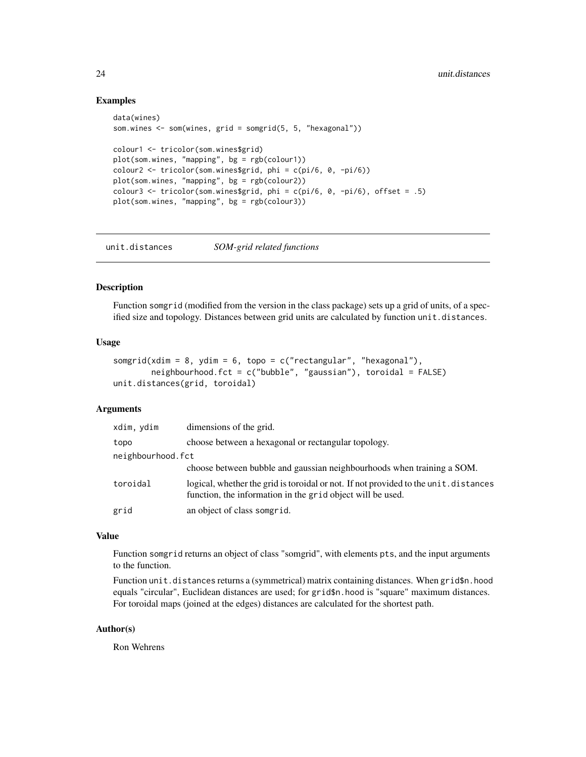## Examples

```
data(wines)
som.wines <- som(wines, grid = somgrid(5, 5, "hexagonal"))

colour1 <- tricolor(som.wines$grid)
plot(som.wines, "mapping", bg = rgb(colour1))
colour2 <- tricolor(som.wines$grid, phi = c(pi/6, 0, -pi/6))
plot(som.wines, "mapping", bg = rgb(colour2))
colour3 <- tricolor(som.wines$grid, phi = c(pi/6, 0, -pi/6), offset = .5)
plot(som.wines, "mapping", bg = rgb(colour3))
```

---

# unit.distances *SOM-grid related functions*

---

## Description

Function somgrid (modified from the version in the class package) sets up a grid of units, of a specified size and topology. Distances between grid units are calculated by function unit.distances.

## Usage

```
somgrid(xdim = 8, ydim = 6, topo = c("rectangular", "hexagonal"),
        neighbourhood.fct = c("bubble", "gaussian"), toroidal = FALSE)
unit.distances(grid, toroidal)
```

## Arguments

| | |
|---|---|
| xdim, ydim | dimensions of the grid. |
| topo | choose between a hexagonal or rectangular topology. |
| neighbourhood.fct | choose between bubble and gaussian neighbourhoods when training a SOM. |
| toroidal | logical, whether the grid is toroidal or not. If not provided to the unit.distances function, the information in the grid object will be used. |
| grid | an object of class somgrid. |

## Value

Function somgrid returns an object of class "somgrid", with elements pts, and the input arguments to the function.

Function unit.distances returns a (symmetrical) matrix containing distances. When grid$n.hood equals "circular", Euclidean distances are used; for grid$n.hood is "square" maximum distances. For toroidal maps (joined at the edges) distances are calculated for the shortest path.

## Author(s)

Ron Wehrens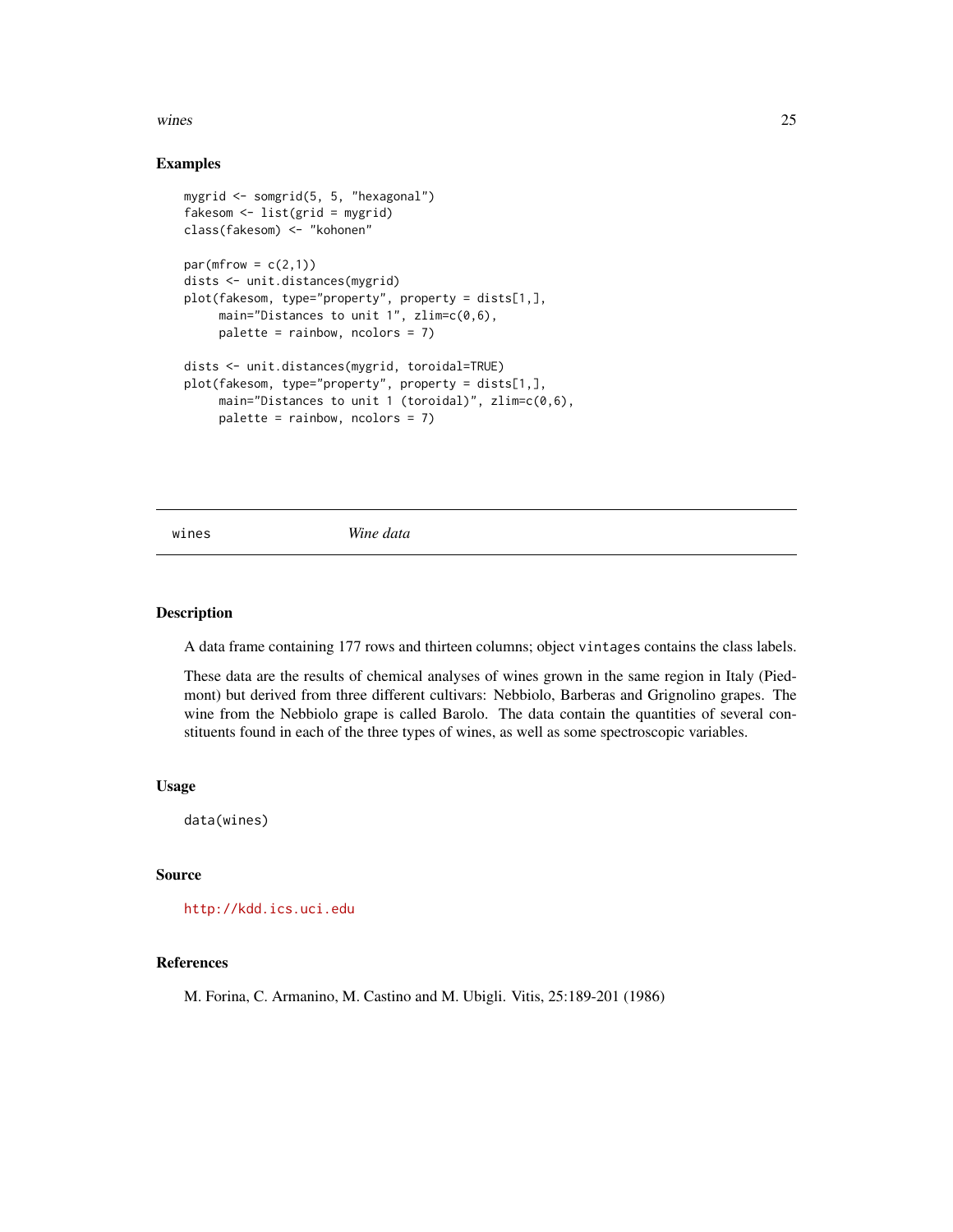## Examples

```
mygrid <- somgrid(5, 5, "hexagonal")
fakesom <- list(grid = mygrid)
class(fakesom) <- "kohonen"

par(mfrow = c(2,1))
dists <- unit.distances(mygrid)
plot(fakesom, type="property", property = dists[1,],
     main="Distances to unit 1", zlim=c(0,6),
     palette = rainbow, ncolors = 7)

dists <- unit.distances(mygrid, toroidal=TRUE)
plot(fakesom, type="property", property = dists[1,],
     main="Distances to unit 1 (toroidal)", zlim=c(0,6),
     palette = rainbow, ncolors = 7)
```

---

# wines    *Wine data*

---

## Description

A data frame containing 177 rows and thirteen columns; object `vintages` contains the class labels.

These data are the results of chemical analyses of wines grown in the same region in Italy (Piedmont) but derived from three different cultivars: Nebbiolo, Barberas and Grignolino grapes. The wine from the Nebbiolo grape is called Barolo. The data contain the quantities of several constituents found in each of the three types of wines, as well as some spectroscopic variables.

## Usage

```
data(wines)
```

## Source

http://kdd.ics.uci.edu

## References

M. Forina, C. Armanino, M. Castino and M. Ubigli. Vitis, 25:189-201 (1986)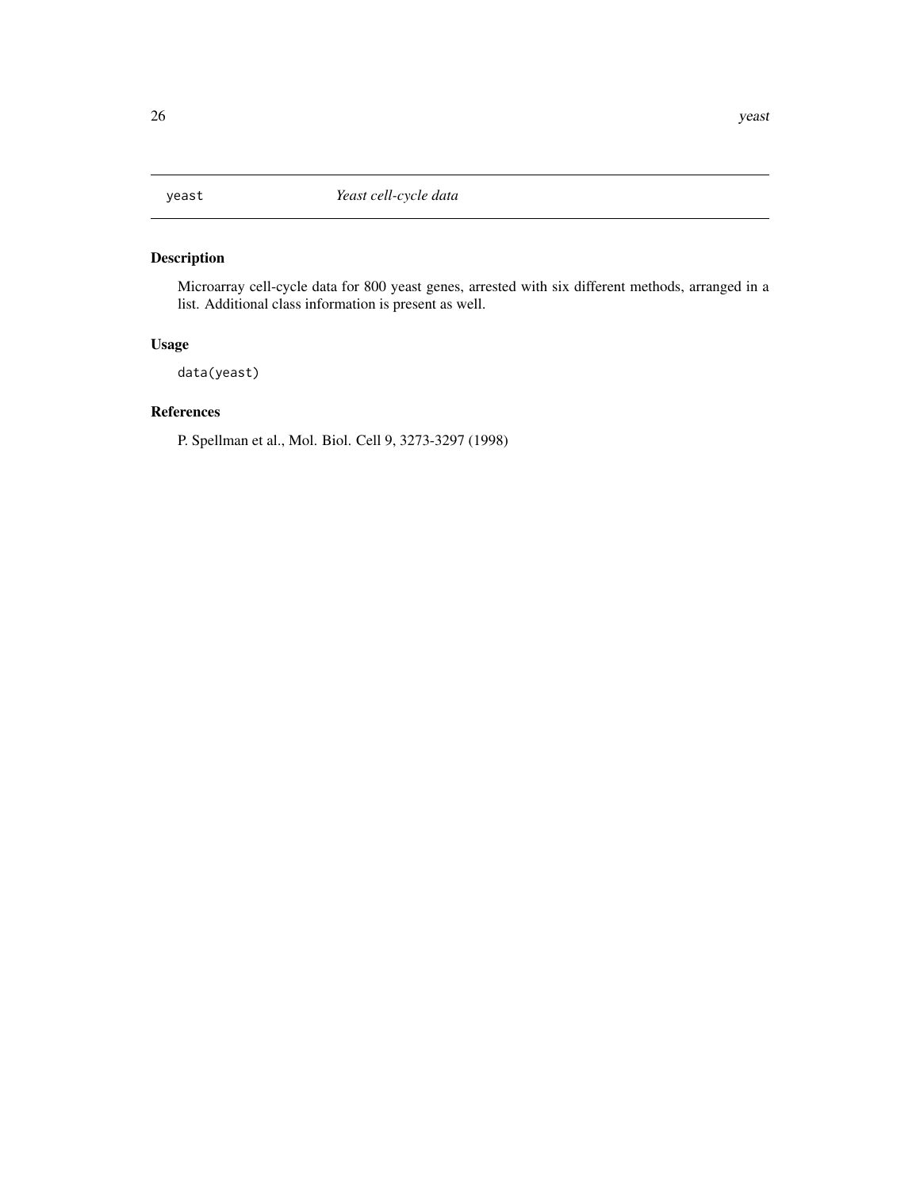yeast *Yeast cell-cycle data*

## Description

Microarray cell-cycle data for 800 yeast genes, arrested with six different methods, arranged in a list. Additional class information is present as well.

## Usage

```
data(yeast)
```

## References

P. Spellman et al., Mol. Biol. Cell 9, 3273-3297 (1998)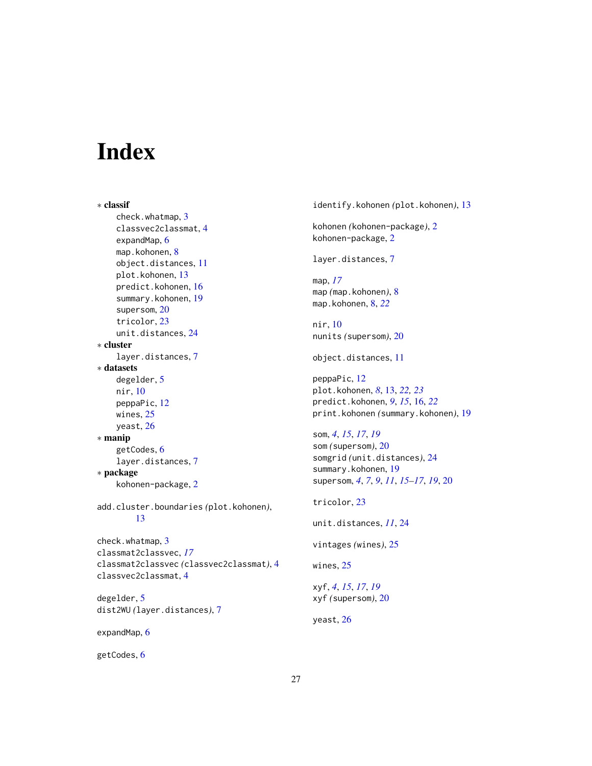# Index

* **classif**
  - check.whatmap, 3
  - classvec2classmat, 4
  - expandMap, 6
  - map.kohonen, 8
  - object.distances, 11
  - plot.kohonen, 13
  - predict.kohonen, 16
  - summary.kohonen, 19
  - supersom, 20
  - tricolor, 23
  - unit.distances, 24
* **cluster**
  - layer.distances, 7
* **datasets**
  - degelder, 5
  - nir, 10
  - peppaPic, 12
  - wines, 25
  - yeast, 26
* **manip**
  - getCodes, 6
  - layer.distances, 7
* **package**
  - kohonen-package, 2

add.cluster.boundaries *(*plot.kohonen*)*, 13

check.whatmap, 3
classmat2classvec, *17*
classmat2classvec *(*classvec2classmat*)*, 4
classvec2classmat, 4

degelder, 5
dist2WU *(*layer.distances*)*, 7

expandMap, 6

getCodes, 6

identify.kohonen *(*plot.kohonen*)*, 13

kohonen *(*kohonen-package*)*, 2
kohonen-package, 2

layer.distances, 7

map, *17*
map *(*map.kohonen*)*, 8
map.kohonen, 8, *22*

nir, 10
nunits *(*supersom*)*, 20

object.distances, 11

peppaPic, 12
plot.kohonen, *8*, 13, *22, 23*
predict.kohonen, *9*, *15*, 16, *22*
print.kohonen *(*summary.kohonen*)*, 19

som, *4*, *15*, *17*, *19*
som *(*supersom*)*, 20
somgrid *(*unit.distances*)*, 24
summary.kohonen, 19
supersom, *4*, *7*, *9*, *11*, *15–17*, *19*, 20

tricolor, 23

unit.distances, *11*, 24

vintages *(*wines*)*, 25

wines, 25

xyf, *4*, *15*, *17*, *19*
xyf *(*supersom*)*, 20

yeast, 26